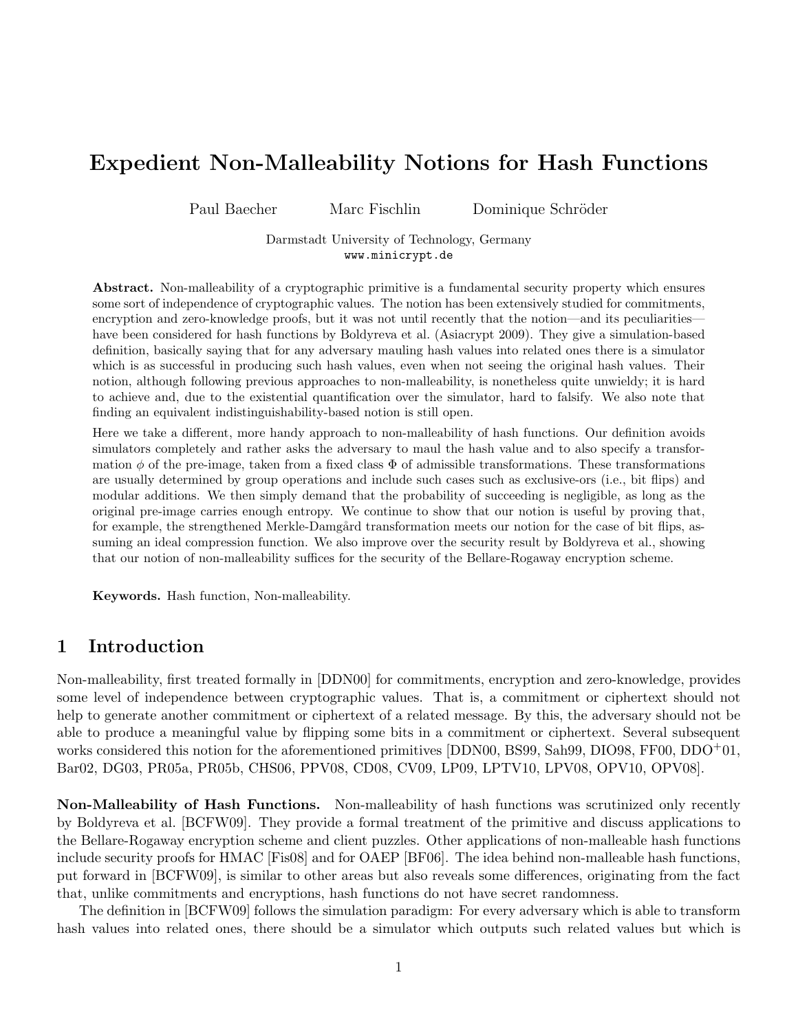# Expedient Non-Malleability Notions for Hash Functions

Paul Baecher Marc Fischlin Dominique Schröder

Darmstadt University of Technology, Germany
www.minicrypt.de

**Abstract.** Non-malleability of a cryptographic primitive is a fundamental security property which ensures some sort of independence of cryptographic values. The notion has been extensively studied for commitments, encryption and zero-knowledge proofs, but it was not until recently that the notion—and its peculiarities—have been considered for hash functions by Boldyreva et al. (Asiacrypt 2009). They give a simulation-based definition, basically saying that for any adversary mauling hash values into related ones there is a simulator which is as successful in producing such hash values, even when not seeing the original hash values. Their notion, although following previous approaches to non-malleability, is nonetheless quite unwieldy; it is hard to achieve and, due to the existential quantification over the simulator, hard to falsify. We also note that finding an equivalent indistinguishability-based notion is still open.

Here we take a different, more handy approach to non-malleability of hash functions. Our definition avoids simulators completely and rather asks the adversary to maul the hash value and to also specify a transformation $\phi$ of the pre-image, taken from a fixed class $\Phi$ of admissible transformations. These transformations are usually determined by group operations and include such cases such as exclusive-ors (i.e., bit flips) and modular additions. We then simply demand that the probability of succeeding is negligible, as long as the original pre-image carries enough entropy. We continue to show that our notion is useful by proving that, for example, the strengthened Merkle-Damgård transformation meets our notion for the case of bit flips, assuming an ideal compression function. We also improve over the security result by Boldyreva et al., showing that our notion of non-malleability suffices for the security of the Bellare-Rogaway encryption scheme.

**Keywords.** Hash function, Non-malleability.

## 1 Introduction

Non-malleability, first treated formally in [DDN00] for commitments, encryption and zero-knowledge, provides some level of independence between cryptographic values. That is, a commitment or ciphertext should not help to generate another commitment or ciphertext of a related message. By this, the adversary should not be able to produce a meaningful value by flipping some bits in a commitment or ciphertext. Several subsequent works considered this notion for the aforementioned primitives [DDN00, BS99, Sah99, DIO98, FF00, DDO+01, Bar02, DG03, PR05a, PR05b, CHS06, PPV08, CD08, CV09, LP09, LPTV10, LPV08, OPV10, OPV08].

**Non-Malleability of Hash Functions.** Non-malleability of hash functions was scrutinized only recently by Boldyreva et al. [BCFW09]. They provide a formal treatment of the primitive and discuss applications to the Bellare-Rogaway encryption scheme and client puzzles. Other applications of non-malleable hash functions include security proofs for HMAC [Fis08] and for OAEP [BF06]. The idea behind non-malleable hash functions, put forward in [BCFW09], is similar to other areas but also reveals some differences, originating from the fact that, unlike commitments and encryptions, hash functions do not have secret randomness.

The definition in [BCFW09] follows the simulation paradigm: For every adversary which is able to transform hash values into related ones, there should be a simulator which outputs such related values but which is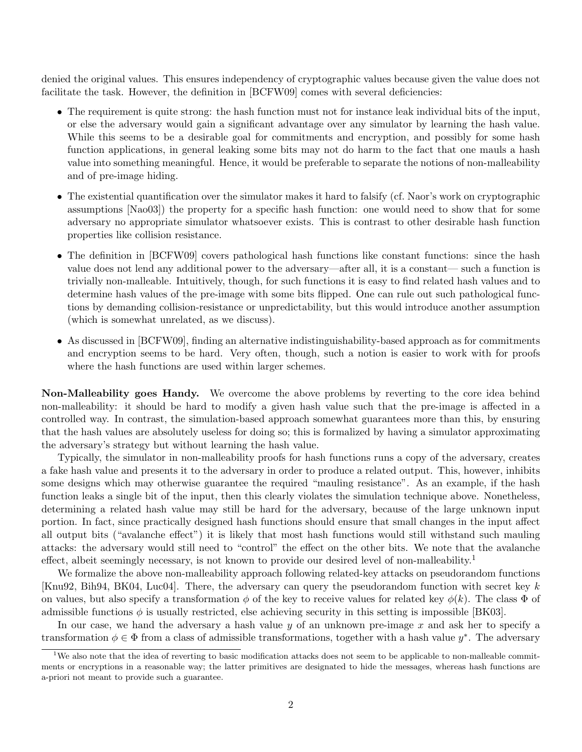denied the original values. This ensures independency of cryptographic values because given the value does not facilitate the task. However, the definition in [BCFW09] comes with several deficiencies:

- The requirement is quite strong: the hash function must not for instance leak individual bits of the input, or else the adversary would gain a significant advantage over any simulator by learning the hash value. While this seems to be a desirable goal for commitments and encryption, and possibly for some hash function applications, in general leaking some bits may not do harm to the fact that one mauls a hash value into something meaningful. Hence, it would be preferable to separate the notions of non-malleability and of pre-image hiding.
- The existential quantification over the simulator makes it hard to falsify (cf. Naor's work on cryptographic assumptions [Nao03]) the property for a specific hash function: one would need to show that for some adversary no appropriate simulator whatsoever exists. This is contrast to other desirable hash function properties like collision resistance.
- The definition in [BCFW09] covers pathological hash functions like constant functions: since the hash value does not lend any additional power to the adversary—after all, it is a constant— such a function is trivially non-malleable. Intuitively, though, for such functions it is easy to find related hash values and to determine hash values of the pre-image with some bits flipped. One can rule out such pathological functions by demanding collision-resistance or unpredictability, but this would introduce another assumption (which is somewhat unrelated, as we discuss).
- As discussed in [BCFW09], finding an alternative indistinguishability-based approach as for commitments and encryption seems to be hard. Very often, though, such a notion is easier to work with for proofs where the hash functions are used within larger schemes.

**Non-Malleability goes Handy.** We overcome the above problems by reverting to the core idea behind non-malleability: it should be hard to modify a given hash value such that the pre-image is affected in a controlled way. In contrast, the simulation-based approach somewhat guarantees more than this, by ensuring that the hash values are absolutely useless for doing so; this is formalized by having a simulator approximating the adversary's strategy but without learning the hash value.

Typically, the simulator in non-malleability proofs for hash functions runs a copy of the adversary, creates a fake hash value and presents it to the adversary in order to produce a related output. This, however, inhibits some designs which may otherwise guarantee the required "mauling resistance". As an example, if the hash function leaks a single bit of the input, then this clearly violates the simulation technique above. Nonetheless, determining a related hash value may still be hard for the adversary, because of the large unknown input portion. In fact, since practically designed hash functions should ensure that small changes in the input affect all output bits ("avalanche effect") it is likely that most hash functions would still withstand such mauling attacks: the adversary would still need to "control" the effect on the other bits. We note that the avalanche effect, albeit seemingly necessary, is not known to provide our desired level of non-malleability.[1]

We formalize the above non-malleability approach following related-key attacks on pseudorandom functions [Knu92, Bih94, BK04, Luc04]. There, the adversary can query the pseudorandom function with secret key $k$ on values, but also specify a transformation $\phi$ of the key to receive values for related key $\phi(k)$. The class $\Phi$ of admissible functions $\phi$ is usually restricted, else achieving security in this setting is impossible [BK03].

In our case, we hand the adversary a hash value $y$ of an unknown pre-image $x$ and ask her to specify a transformation $\phi \in \Phi$ from a class of admissible transformations, together with a hash value $y^*$. The adversary

[1] We also note that the idea of reverting to basic modification attacks does not seem to be applicable to non-malleable commitments or encryptions in a reasonable way; the latter primitives are designated to hide the messages, whereas hash functions are a-priori not meant to provide such a guarantee.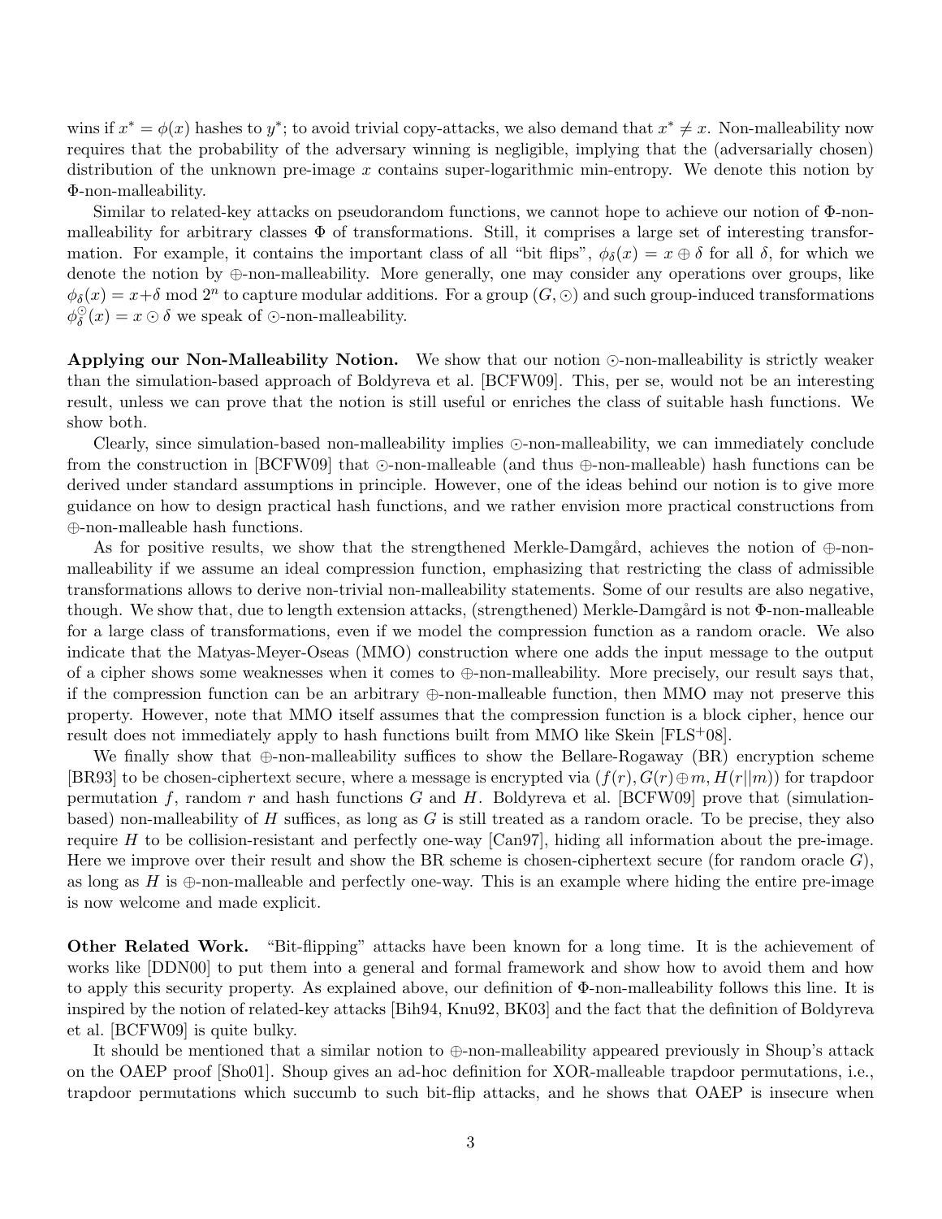wins if $x^* = \phi(x)$ hashes to $y^*$; to avoid trivial copy-attacks, we also demand that $x^* \neq x$. Non-malleability now requires that the probability of the adversary winning is negligible, implying that the (adversarially chosen) distribution of the unknown pre-image $x$ contains super-logarithmic min-entropy. We denote this notion by $\Phi$-non-malleability.

Similar to related-key attacks on pseudorandom functions, we cannot hope to achieve our notion of $\Phi$-non-malleability for arbitrary classes $\Phi$ of transformations. Still, it comprises a large set of interesting transformation. For example, it contains the important class of all "bit flips", $\phi_\delta(x) = x \oplus \delta$ for all $\delta$, for which we denote the notion by $\oplus$-non-malleability. More generally, one may consider any operations over groups, like $\phi_\delta(x) = x + \delta \bmod 2^n$ to capture modular additions. For a group $(G, \odot)$ and such group-induced transformations $\phi_\delta^\odot(x) = x \odot \delta$ we speak of $\odot$-non-malleability.

**Applying our Non-Malleability Notion.** We show that our notion $\odot$-non-malleability is strictly weaker than the simulation-based approach of Boldyreva et al. [BCFW09]. This, per se, would not be an interesting result, unless we can prove that the notion is still useful or enriches the class of suitable hash functions. We show both.

Clearly, since simulation-based non-malleability implies $\odot$-non-malleability, we can immediately conclude from the construction in [BCFW09] that $\odot$-non-malleable (and thus $\oplus$-non-malleable) hash functions can be derived under standard assumptions in principle. However, one of the ideas behind our notion is to give more guidance on how to design practical hash functions, and we rather envision more practical constructions from $\oplus$-non-malleable hash functions.

As for positive results, we show that the strengthened Merkle-Damgård, achieves the notion of $\oplus$-non-malleability if we assume an ideal compression function, emphasizing that restricting the class of admissible transformations allows to derive non-trivial non-malleability statements. Some of our results are also negative, though. We show that, due to length extension attacks, (strengthened) Merkle-Damgård is not $\Phi$-non-malleable for a large class of transformations, even if we model the compression function as a random oracle. We also indicate that the Matyas-Meyer-Oseas (MMO) construction where one adds the input message to the output of a cipher shows some weaknesses when it comes to $\oplus$-non-malleability. More precisely, our result says that, if the compression function can be an arbitrary $\oplus$-non-malleable function, then MMO may not preserve this property. However, note that MMO itself assumes that the compression function is a block cipher, hence our result does not immediately apply to hash functions built from MMO like Skein [FLS+08].

We finally show that $\oplus$-non-malleability suffices to show the Bellare-Rogaway (BR) encryption scheme [BR93] to be chosen-ciphertext secure, where a message is encrypted via $(f(r), G(r) \oplus m, H(r||m))$ for trapdoor permutation $f$, random $r$ and hash functions $G$ and $H$. Boldyreva et al. [BCFW09] prove that (simulation-based) non-malleability of $H$ suffices, as long as $G$ is still treated as a random oracle. To be precise, they also require $H$ to be collision-resistant and perfectly one-way [Can97], hiding all information about the pre-image. Here we improve over their result and show the BR scheme is chosen-ciphertext secure (for random oracle $G$), as long as $H$ is $\oplus$-non-malleable and perfectly one-way. This is an example where hiding the entire pre-image is now welcome and made explicit.

**Other Related Work.** "Bit-flipping" attacks have been known for a long time. It is the achievement of works like [DDN00] to put them into a general and formal framework and show how to avoid them and how to apply this security property. As explained above, our definition of $\Phi$-non-malleability follows this line. It is inspired by the notion of related-key attacks [Bih94, Knu92, BK03] and the fact that the definition of Boldyreva et al. [BCFW09] is quite bulky.

It should be mentioned that a similar notion to $\oplus$-non-malleability appeared previously in Shoup's attack on the OAEP proof [Sho01]. Shoup gives an ad-hoc definition for XOR-malleable trapdoor permutations, i.e., trapdoor permutations which succumb to such bit-flip attacks, and he shows that OAEP is insecure when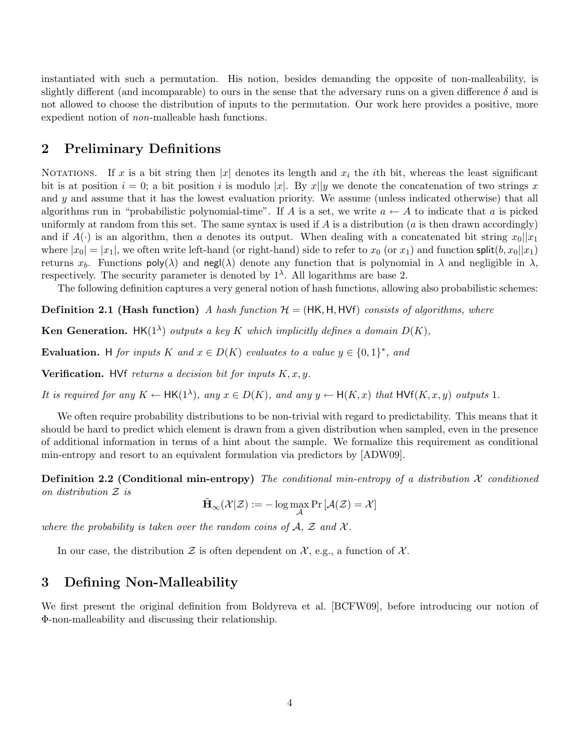instantiated with such a permutation. His notion, besides demanding the opposite of non-malleability, is slightly different (and incomparable) to ours in the sense that the adversary runs on a given difference $\delta$ and is not allowed to choose the distribution of inputs to the permutation. Our work here provides a positive, more expedient notion of *non*-malleable hash functions.

## 2 Preliminary Definitions

Notations. If $x$ is a bit string then $|x|$ denotes its length and $x_i$ the $i$th bit, whereas the least significant bit is at position $i = 0$; a bit position $i$ is modulo $|x|$. By $x||y$ we denote the concatenation of two strings $x$ and $y$ and assume that it has the lowest evaluation priority. We assume (unless indicated otherwise) that all algorithms run in "probabilistic polynomial-time". If $A$ is a set, we write $a \leftarrow A$ to indicate that $a$ is picked uniformly at random from this set. The same syntax is used if $A$ is a distribution ($a$ is then drawn accordingly) and if $A(\cdot)$ is an algorithm, then $a$ denotes its output. When dealing with a concatenated bit string $x_0||x_1$ where $|x_0| = |x_1|$, we often write left-hand (or right-hand) side to refer to $x_0$ (or $x_1$) and function $\mathsf{split}(b, x_0||x_1)$ returns $x_b$. Functions $\mathsf{poly}(\lambda)$ and $\mathsf{negl}(\lambda)$ denote any function that is polynomial in $\lambda$ and negligible in $\lambda$, respectively. The security parameter is denoted by $1^\lambda$. All logarithms are base 2.

The following definition captures a very general notion of hash functions, allowing also probabilistic schemes:

**Definition 2.1 (Hash function)** *A hash function $\mathcal{H} = (\mathsf{HK}, \mathsf{H}, \mathsf{HVf})$ consists of algorithms, where*

**Ken Generation.** $\mathsf{HK}(1^\lambda)$ *outputs a key $K$ which implicitly defines a domain $D(K)$,*

**Evaluation.** $\mathsf{H}$ *for inputs $K$ and $x \in D(K)$ evaluates to a value $y \in \{0,1\}^*$, and*

**Verification.** $\mathsf{HVf}$ *returns a decision bit for inputs $K, x, y$.*

*It is required for any $K \leftarrow \mathsf{HK}(1^\lambda)$, any $x \in D(K)$, and any $y \leftarrow \mathsf{H}(K, x)$ that $\mathsf{HVf}(K, x, y)$ outputs 1.*

We often require probability distributions to be non-trivial with regard to predictability. This means that it should be hard to predict which element is drawn from a given distribution when sampled, even in the presence of additional information in terms of a hint about the sample. We formalize this requirement as conditional min-entropy and resort to an equivalent formulation via predictors by [ADW09].

**Definition 2.2 (Conditional min-entropy)** *The conditional min-entropy of a distribution $\mathcal{X}$ conditioned on distribution $\mathcal{Z}$ is*

$$\tilde{\mathbf{H}}_\infty(\mathcal{X}|\mathcal{Z}) := -\log \max_{\mathcal{A}} \Pr\left[\mathcal{A}(\mathcal{Z}) = \mathcal{X}\right]$$

*where the probability is taken over the random coins of $\mathcal{A}$, $\mathcal{Z}$ and $\mathcal{X}$.*

In our case, the distribution $\mathcal{Z}$ is often dependent on $\mathcal{X}$, e.g., a function of $\mathcal{X}$.

## 3 Defining Non-Malleability

We first present the original definition from Boldyreva et al. [BCFW09], before introducing our notion of $\Phi$-non-malleability and discussing their relationship.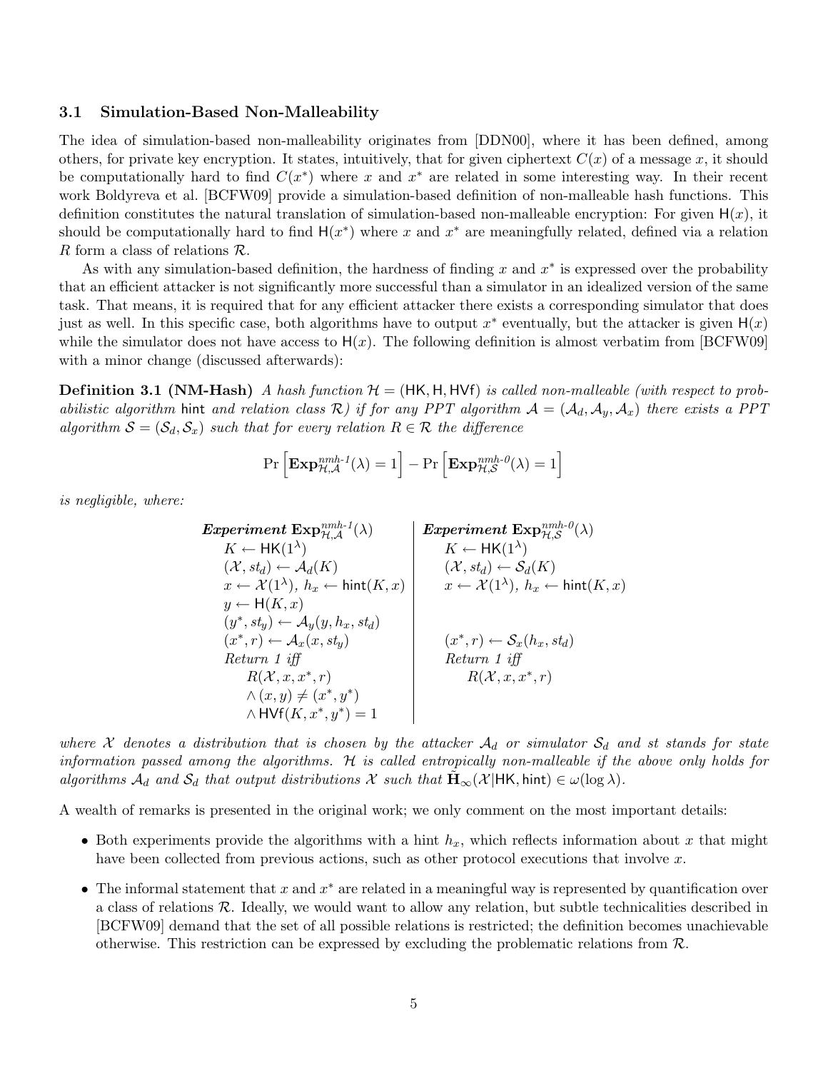### 3.1 Simulation-Based Non-Malleability

The idea of simulation-based non-malleability originates from [DDN00], where it has been defined, among others, for private key encryption. It states, intuitively, that for given ciphertext $C(x)$ of a message $x$, it should be computationally hard to find $C(x^*)$ where $x$ and $x^*$ are related in some interesting way. In their recent work Boldyreva et al. [BCFW09] provide a simulation-based definition of non-malleable hash functions. This definition constitutes the natural translation of simulation-based non-malleable encryption: For given $\mathsf{H}(x)$, it should be computationally hard to find $\mathsf{H}(x^*)$ where $x$ and $x^*$ are meaningfully related, defined via a relation $R$ form a class of relations $\mathcal{R}$.

As with any simulation-based definition, the hardness of finding $x$ and $x^*$ is expressed over the probability that an efficient attacker is not significantly more successful than a simulator in an idealized version of the same task. That means, it is required that for any efficient attacker there exists a corresponding simulator that does just as well. In this specific case, both algorithms have to output $x^*$ eventually, but the attacker is given $\mathsf{H}(x)$ while the simulator does not have access to $\mathsf{H}(x)$. The following definition is almost verbatim from [BCFW09] with a minor change (discussed afterwards):

**Definition 3.1 (NM-Hash)** *A hash function $\mathcal{H} = (\mathsf{HK}, \mathsf{H}, \mathsf{HVf})$ is called non-malleable (with respect to probabilistic algorithm* hint *and relation class $\mathcal{R}$) if for any PPT algorithm $\mathcal{A} = (\mathcal{A}_d, \mathcal{A}_y, \mathcal{A}_x)$ there exists a PPT algorithm $\mathcal{S} = (\mathcal{S}_d, \mathcal{S}_x)$ such that for every relation $R \in \mathcal{R}$ the difference*

$$\Pr\left[\mathbf{Exp}^{nmh\text{-}1}_{\mathcal{H},\mathcal{A}}(\lambda) = 1\right] - \Pr\left[\mathbf{Exp}^{nmh\text{-}0}_{\mathcal{H},\mathcal{S}}(\lambda) = 1\right]$$

*is negligible, where:*

| ***Experiment*** $\mathbf{Exp}^{nmh\text{-}1}_{\mathcal{H},\mathcal{A}}(\lambda)$ | ***Experiment*** $\mathbf{Exp}^{nmh\text{-}0}_{\mathcal{H},\mathcal{S}}(\lambda)$ |
|---|---|
| $K \leftarrow \mathsf{HK}(1^\lambda)$ | $K \leftarrow \mathsf{HK}(1^\lambda)$ |
| $(\mathcal{X}, st_d) \leftarrow \mathcal{A}_d(K)$ | $(\mathcal{X}, st_d) \leftarrow \mathcal{S}_d(K)$ |
| $x \leftarrow \mathcal{X}(1^\lambda),\ h_x \leftarrow \mathsf{hint}(K, x)$ | $x \leftarrow \mathcal{X}(1^\lambda),\ h_x \leftarrow \mathsf{hint}(K, x)$ |
| $y \leftarrow \mathsf{H}(K, x)$ | |
| $(y^*, st_y) \leftarrow \mathcal{A}_y(y, h_x, st_d)$ | |
| $(x^*, r) \leftarrow \mathcal{A}_x(x, st_y)$ | $(x^*, r) \leftarrow \mathcal{S}_x(h_x, st_d)$ |
| *Return 1 iff* | *Return 1 iff* |
| $R(\mathcal{X}, x, x^*, r)$ | $R(\mathcal{X}, x, x^*, r)$ |
| $\wedge\, (x, y) \neq (x^*, y^*)$ | |
| $\wedge\, \mathsf{HVf}(K, x^*, y^*) = 1$ | |

*where $\mathcal{X}$ denotes a distribution that is chosen by the attacker $\mathcal{A}_d$ or simulator $\mathcal{S}_d$ and st stands for state information passed among the algorithms. $\mathcal{H}$ is called entropically non-malleable if the above only holds for algorithms $\mathcal{A}_d$ and $\mathcal{S}_d$ that output distributions $\mathcal{X}$ such that $\tilde{\mathbf{H}}_\infty(\mathcal{X}|\mathsf{HK}, \mathsf{hint}) \in \omega(\log \lambda)$.*

A wealth of remarks is presented in the original work; we only comment on the most important details:

- Both experiments provide the algorithms with a hint $h_x$, which reflects information about $x$ that might have been collected from previous actions, such as other protocol executions that involve $x$.
- The informal statement that $x$ and $x^*$ are related in a meaningful way is represented by quantification over a class of relations $\mathcal{R}$. Ideally, we would want to allow any relation, but subtle technicalities described in [BCFW09] demand that the set of all possible relations is restricted; the definition becomes unachievable otherwise. This restriction can be expressed by excluding the problematic relations from $\mathcal{R}$.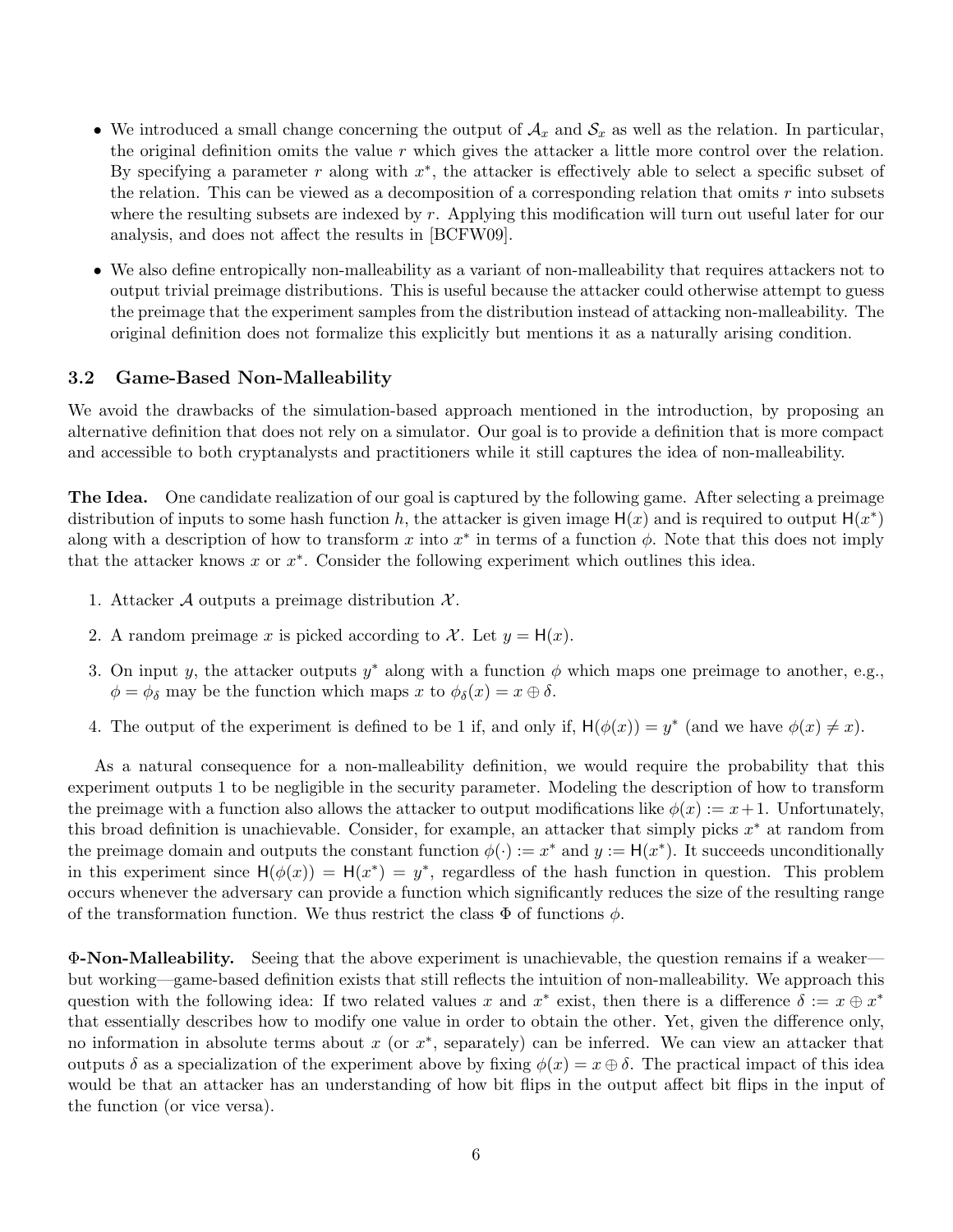- We introduced a small change concerning the output of $\mathcal{A}_x$ and $\mathcal{S}_x$ as well as the relation. In particular, the original definition omits the value $r$ which gives the attacker a little more control over the relation. By specifying a parameter $r$ along with $x^*$, the attacker is effectively able to select a specific subset of the relation. This can be viewed as a decomposition of a corresponding relation that omits $r$ into subsets where the resulting subsets are indexed by $r$. Applying this modification will turn out useful later for our analysis, and does not affect the results in [BCFW09].
- We also define entropically non-malleability as a variant of non-malleability that requires attackers not to output trivial preimage distributions. This is useful because the attacker could otherwise attempt to guess the preimage that the experiment samples from the distribution instead of attacking non-malleability. The original definition does not formalize this explicitly but mentions it as a naturally arising condition.

### 3.2 Game-Based Non-Malleability

We avoid the drawbacks of the simulation-based approach mentioned in the introduction, by proposing an alternative definition that does not rely on a simulator. Our goal is to provide a definition that is more compact and accessible to both cryptanalysts and practitioners while it still captures the idea of non-malleability.

**The Idea.** One candidate realization of our goal is captured by the following game. After selecting a preimage distribution of inputs to some hash function $h$, the attacker is given image $\mathsf{H}(x)$ and is required to output $\mathsf{H}(x^*)$ along with a description of how to transform $x$ into $x^*$ in terms of a function $\phi$. Note that this does not imply that the attacker knows $x$ or $x^*$. Consider the following experiment which outlines this idea.

1. Attacker $\mathcal{A}$ outputs a preimage distribution $\mathcal{X}$.
2. A random preimage $x$ is picked according to $\mathcal{X}$. Let $y = \mathsf{H}(x)$.
3. On input $y$, the attacker outputs $y^*$ along with a function $\phi$ which maps one preimage to another, e.g., $\phi = \phi_\delta$ may be the function which maps $x$ to $\phi_\delta(x) = x \oplus \delta$.
4. The output of the experiment is defined to be 1 if, and only if, $\mathsf{H}(\phi(x)) = y^*$ (and we have $\phi(x) \neq x$).

As a natural consequence for a non-malleability definition, we would require the probability that this experiment outputs 1 to be negligible in the security parameter. Modeling the description of how to transform the preimage with a function also allows the attacker to output modifications like $\phi(x) := x+1$. Unfortunately, this broad definition is unachievable. Consider, for example, an attacker that simply picks $x^*$ at random from the preimage domain and outputs the constant function $\phi(\cdot) := x^*$ and $y := \mathsf{H}(x^*)$. It succeeds unconditionally in this experiment since $\mathsf{H}(\phi(x)) = \mathsf{H}(x^*) = y^*$, regardless of the hash function in question. This problem occurs whenever the adversary can provide a function which significantly reduces the size of the resulting range of the transformation function. We thus restrict the class $\Phi$ of functions $\phi$.

**$\Phi$-Non-Malleability.** Seeing that the above experiment is unachievable, the question remains if a weaker—but working—game-based definition exists that still reflects the intuition of non-malleability. We approach this question with the following idea: If two related values $x$ and $x^*$ exist, then there is a difference $\delta := x \oplus x^*$ that essentially describes how to modify one value in order to obtain the other. Yet, given the difference only, no information in absolute terms about $x$ (or $x^*$, separately) can be inferred. We can view an attacker that outputs $\delta$ as a specialization of the experiment above by fixing $\phi(x) = x \oplus \delta$. The practical impact of this idea would be that an attacker has an understanding of how bit flips in the output affect bit flips in the input of the function (or vice versa).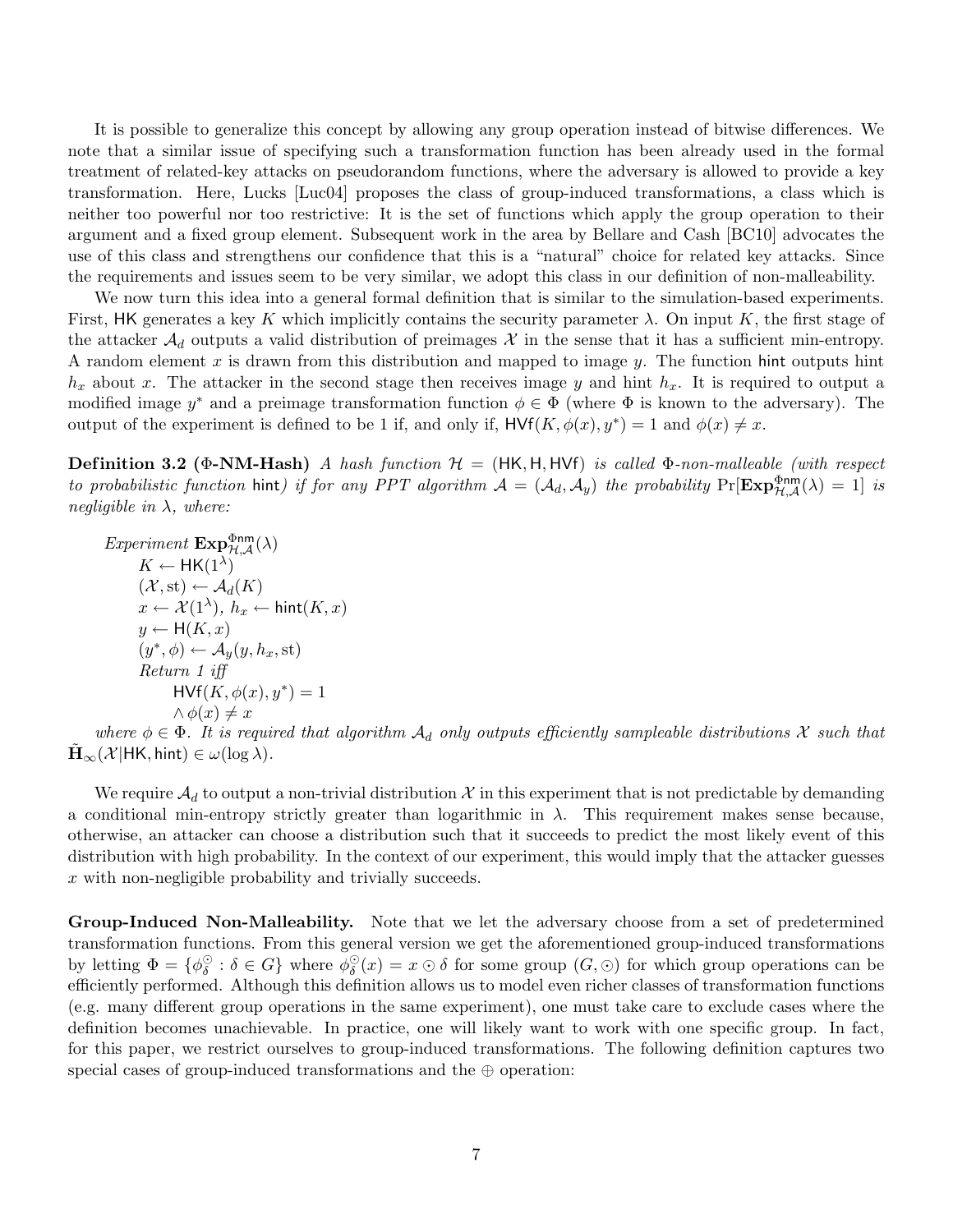It is possible to generalize this concept by allowing any group operation instead of bitwise differences. We note that a similar issue of specifying such a transformation function has been already used in the formal treatment of related-key attacks on pseudorandom functions, where the adversary is allowed to provide a key transformation. Here, Lucks [Luc04] proposes the class of group-induced transformations, a class which is neither too powerful nor too restrictive: It is the set of functions which apply the group operation to their argument and a fixed group element. Subsequent work in the area by Bellare and Cash [BC10] advocates the use of this class and strengthens our confidence that this is a "natural" choice for related key attacks. Since the requirements and issues seem to be very similar, we adopt this class in our definition of non-malleability.

We now turn this idea into a general formal definition that is similar to the simulation-based experiments. First, $\mathsf{HK}$ generates a key $K$ which implicitly contains the security parameter $\lambda$. On input $K$, the first stage of the attacker $\mathcal{A}_d$ outputs a valid distribution of preimages $\mathcal{X}$ in the sense that it has a sufficient min-entropy. A random element $x$ is drawn from this distribution and mapped to image $y$. The function $\mathsf{hint}$ outputs hint $h_x$ about $x$. The attacker in the second stage then receives image $y$ and hint $h_x$. It is required to output a modified image $y^*$ and a preimage transformation function $\phi \in \Phi$ (where $\Phi$ is known to the adversary). The output of the experiment is defined to be 1 if, and only if, $\mathsf{HVf}(K, \phi(x), y^*) = 1$ and $\phi(x) \neq x$.

**Definition 3.2 ($\Phi$-NM-Hash)** *A hash function $\mathcal{H} = (\mathsf{HK}, \mathsf{H}, \mathsf{HVf})$ is called $\Phi$-non-malleable (with respect to probabilistic function $\mathsf{hint}$) if for any PPT algorithm $\mathcal{A} = (\mathcal{A}_d, \mathcal{A}_y)$ the probability $\Pr[\mathbf{Exp}^{\Phi\mathsf{nm}}_{\mathcal{H},\mathcal{A}}(\lambda) = 1]$ is negligible in $\lambda$, where:*

*Experiment* $\mathbf{Exp}^{\Phi\mathsf{nm}}_{\mathcal{H},\mathcal{A}}(\lambda)$
$K \leftarrow \mathsf{HK}(1^\lambda)$
$(\mathcal{X}, \mathrm{st}) \leftarrow \mathcal{A}_d(K)$
$x \leftarrow \mathcal{X}(1^\lambda)$, $h_x \leftarrow \mathsf{hint}(K, x)$
$y \leftarrow \mathsf{H}(K, x)$
$(y^*, \phi) \leftarrow \mathcal{A}_y(y, h_x, \mathrm{st})$
*Return 1 iff*
$\mathsf{HVf}(K, \phi(x), y^*) = 1$
$\wedge \, \phi(x) \neq x$

*where $\phi \in \Phi$. It is required that algorithm $\mathcal{A}_d$ only outputs efficiently sampleable distributions $\mathcal{X}$ such that $\tilde{\mathbf{H}}_\infty(\mathcal{X}|\mathsf{HK}, \mathsf{hint}) \in \omega(\log \lambda)$.*

We require $\mathcal{A}_d$ to output a non-trivial distribution $\mathcal{X}$ in this experiment that is not predictable by demanding a conditional min-entropy strictly greater than logarithmic in $\lambda$. This requirement makes sense because, otherwise, an attacker can choose a distribution such that it succeeds to predict the most likely event of this distribution with high probability. In the context of our experiment, this would imply that the attacker guesses $x$ with non-negligible probability and trivially succeeds.

**Group-Induced Non-Malleability.** Note that we let the adversary choose from a set of predetermined transformation functions. From this general version we get the aforementioned group-induced transformations by letting $\Phi = \{\phi^{\odot}_\delta : \delta \in G\}$ where $\phi^{\odot}_\delta(x) = x \odot \delta$ for some group $(G, \odot)$ for which group operations can be efficiently performed. Although this definition allows us to model even richer classes of transformation functions (e.g. many different group operations in the same experiment), one must take care to exclude cases where the definition becomes unachievable. In practice, one will likely want to work with one specific group. In fact, for this paper, we restrict ourselves to group-induced transformations. The following definition captures two special cases of group-induced transformations and the $\oplus$ operation: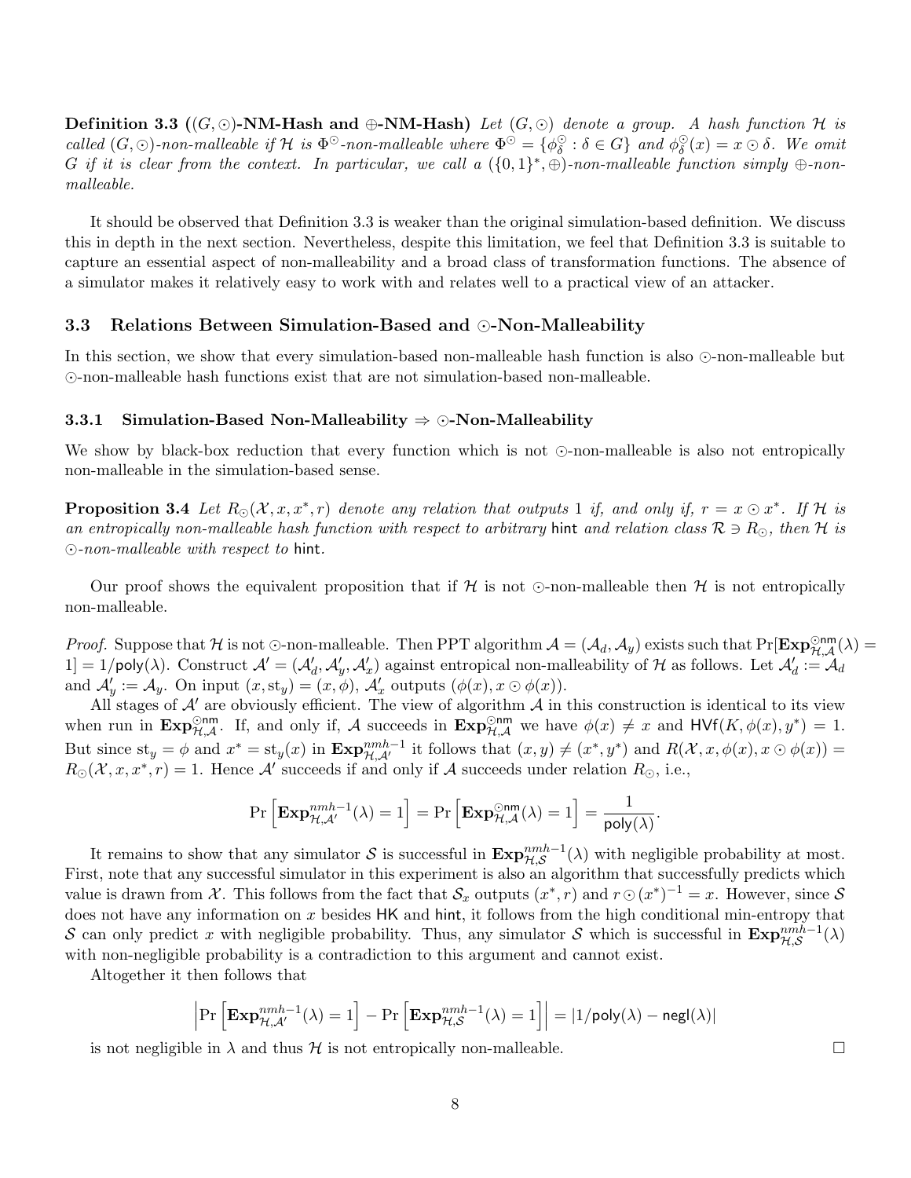**Definition 3.3** **($(G,\odot)$-NM-Hash and $\oplus$-NM-Hash)** *Let $(G,\odot)$ denote a group. A hash function $\mathcal{H}$ is called $(G,\odot)$-non-malleable if $\mathcal{H}$ is $\Phi^{\odot}$-non-malleable where $\Phi^{\odot} = \{\phi^{\odot}_{\delta} : \delta \in G\}$ and $\phi^{\odot}_{\delta}(x) = x \odot \delta$. We omit $G$ if it is clear from the context. In particular, we call a $(\{0,1\}^*, \oplus)$-non-malleable function simply $\oplus$-non-malleable.*

It should be observed that Definition 3.3 is weaker than the original simulation-based definition. We discuss this in depth in the next section. Nevertheless, despite this limitation, we feel that Definition 3.3 is suitable to capture an essential aspect of non-malleability and a broad class of transformation functions. The absence of a simulator makes it relatively easy to work with and relates well to a practical view of an attacker.

### 3.3 Relations Between Simulation-Based and $\odot$-Non-Malleability

In this section, we show that every simulation-based non-malleable hash function is also $\odot$-non-malleable but $\odot$-non-malleable hash functions exist that are not simulation-based non-malleable.

#### 3.3.1 Simulation-Based Non-Malleability $\Rightarrow$ $\odot$-Non-Malleability

We show by black-box reduction that every function which is not $\odot$-non-malleable is also not entropically non-malleable in the simulation-based sense.

**Proposition 3.4** *Let $R_{\odot}(\mathcal{X}, x, x^*, r)$ denote any relation that outputs 1 if, and only if, $r = x \odot x^*$. If $\mathcal{H}$ is an entropically non-malleable hash function with respect to arbitrary* hint *and relation class $\mathcal{R} \ni R_{\odot}$, then $\mathcal{H}$ is $\odot$-non-malleable with respect to* hint.

Our proof shows the equivalent proposition that if $\mathcal{H}$ is not $\odot$-non-malleable then $\mathcal{H}$ is not entropically non-malleable.

*Proof.* Suppose that $\mathcal{H}$ is not $\odot$-non-malleable. Then PPT algorithm $\mathcal{A} = (\mathcal{A}_d, \mathcal{A}_y)$ exists such that $\Pr[\mathbf{Exp}^{\odot\mathsf{nm}}_{\mathcal{H},\mathcal{A}}(\lambda) = 1] = 1/\mathsf{poly}(\lambda)$. Construct $\mathcal{A}' = (\mathcal{A}'_d, \mathcal{A}'_y, \mathcal{A}'_x)$ against entropical non-malleability of $\mathcal{H}$ as follows. Let $\mathcal{A}'_d := \mathcal{A}_d$ and $\mathcal{A}'_y := \mathcal{A}_y$. On input $(x, \mathrm{st}_y) = (x, \phi)$, $\mathcal{A}'_x$ outputs $(\phi(x), x \odot \phi(x))$.

All stages of $\mathcal{A}'$ are obviously efficient. The view of algorithm $\mathcal{A}$ in this construction is identical to its view when run in $\mathbf{Exp}^{\odot\mathsf{nm}}_{\mathcal{H},\mathcal{A}}$. If, and only if, $\mathcal{A}$ succeeds in $\mathbf{Exp}^{\odot\mathsf{nm}}_{\mathcal{H},\mathcal{A}}$ we have $\phi(x) \neq x$ and $\mathsf{HVf}(K, \phi(x), y^*) = 1$. But since $\mathrm{st}_y = \phi$ and $x^* = \mathrm{st}_y(x)$ in $\mathbf{Exp}^{nmh-1}_{\mathcal{H},\mathcal{A}'}$ it follows that $(x, y) \neq (x^*, y^*)$ and $R(\mathcal{X}, x, \phi(x), x \odot \phi(x)) = R_{\odot}(\mathcal{X}, x, x^*, r) = 1$. Hence $\mathcal{A}'$ succeeds if and only if $\mathcal{A}$ succeeds under relation $R_{\odot}$, i.e.,

$$\Pr\left[\mathbf{Exp}^{nmh-1}_{\mathcal{H},\mathcal{A}'}(\lambda) = 1\right] = \Pr\left[\mathbf{Exp}^{\odot\mathsf{nm}}_{\mathcal{H},\mathcal{A}}(\lambda) = 1\right] = \frac{1}{\mathsf{poly}(\lambda)}.$$

It remains to show that any simulator $\mathcal{S}$ is successful in $\mathbf{Exp}^{nmh-1}_{\mathcal{H},\mathcal{S}}(\lambda)$ with negligible probability at most. First, note that any successful simulator in this experiment is also an algorithm that successfully predicts which value is drawn from $\mathcal{X}$. This follows from the fact that $\mathcal{S}_x$ outputs $(x^*, r)$ and $r \odot (x^*)^{-1} = x$. However, since $\mathcal{S}$ does not have any information on $x$ besides $\mathsf{HK}$ and $\mathsf{hint}$, it follows from the high conditional min-entropy that $\mathcal{S}$ can only predict $x$ with negligible probability. Thus, any simulator $\mathcal{S}$ which is successful in $\mathbf{Exp}^{nmh-1}_{\mathcal{H},\mathcal{S}}(\lambda)$ with non-negligible probability is a contradiction to this argument and cannot exist.

Altogether it then follows that

$$\left|\Pr\left[\mathbf{Exp}^{nmh-1}_{\mathcal{H},\mathcal{A}'}(\lambda) = 1\right] - \Pr\left[\mathbf{Exp}^{nmh-1}_{\mathcal{H},\mathcal{S}}(\lambda) = 1\right]\right| = |1/\mathsf{poly}(\lambda) - \mathsf{negl}(\lambda)|$$

is not negligible in $\lambda$ and thus $\mathcal{H}$ is not entropically non-malleable. □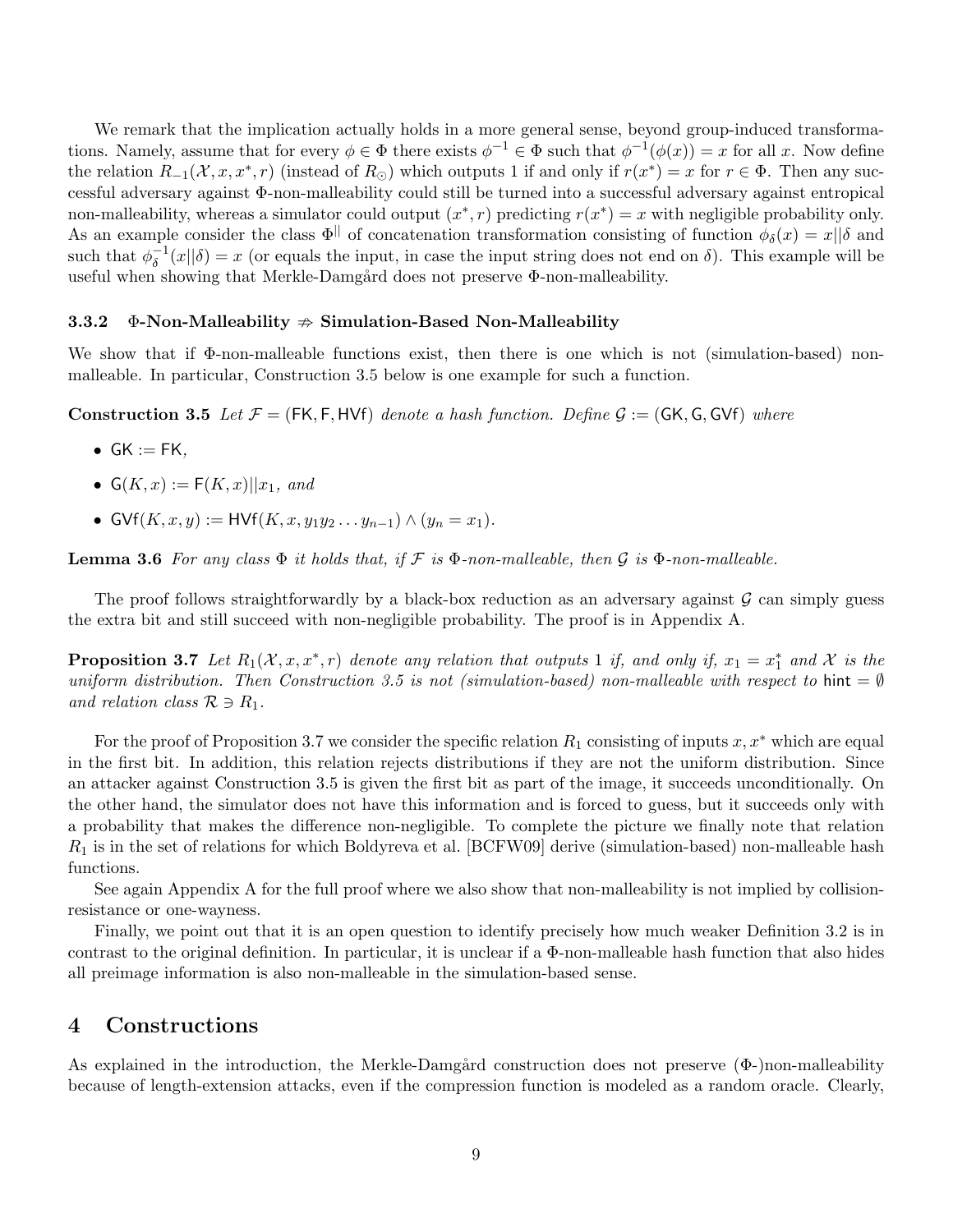We remark that the implication actually holds in a more general sense, beyond group-induced transformations. Namely, assume that for every $\phi \in \Phi$ there exists $\phi^{-1} \in \Phi$ such that $\phi^{-1}(\phi(x)) = x$ for all $x$. Now define the relation $R_{-1}(\mathcal{X}, x, x^*, r)$ (instead of $R_{\odot}$) which outputs 1 if and only if $r(x^*) = x$ for $r \in \Phi$. Then any successful adversary against $\Phi$-non-malleability could still be turned into a successful adversary against entropical non-malleability, whereas a simulator could output $(x^*, r)$ predicting $r(x^*) = x$ with negligible probability only. As an example consider the class $\Phi^{||}$ of concatenation transformation consisting of function $\phi_\delta(x) = x||\delta$ and such that $\phi_\delta^{-1}(x||\delta) = x$ (or equals the input, in case the input string does not end on $\delta$). This example will be useful when showing that Merkle-Damgård does not preserve $\Phi$-non-malleability.

### 3.3.2 $\Phi$-Non-Malleability $\not\Rightarrow$ Simulation-Based Non-Malleability

We show that if $\Phi$-non-malleable functions exist, then there is one which is not (simulation-based) non-malleable. In particular, Construction 3.5 below is one example for such a function.

**Construction 3.5** *Let $\mathcal{F} = (\mathsf{FK}, \mathsf{F}, \mathsf{HVf})$ denote a hash function. Define $\mathcal{G} := (\mathsf{GK}, \mathsf{G}, \mathsf{GVf})$ where*

- $\mathsf{GK} := \mathsf{FK}$,
- $\mathsf{G}(K, x) := \mathsf{F}(K, x)||x_1$, *and*
- $\mathsf{GVf}(K, x, y) := \mathsf{HVf}(K, x, y_1 y_2 \ldots y_{n-1}) \wedge (y_n = x_1)$.

**Lemma 3.6** *For any class $\Phi$ it holds that, if $\mathcal{F}$ is $\Phi$-non-malleable, then $\mathcal{G}$ is $\Phi$-non-malleable.*

The proof follows straightforwardly by a black-box reduction as an adversary against $\mathcal{G}$ can simply guess the extra bit and still succeed with non-negligible probability. The proof is in Appendix A.

**Proposition 3.7** *Let $R_1(\mathcal{X}, x, x^*, r)$ denote any relation that outputs 1 if, and only if, $x_1 = x_1^*$ and $\mathcal{X}$ is the uniform distribution. Then Construction 3.5 is not (simulation-based) non-malleable with respect to $\mathsf{hint} = \emptyset$ and relation class $\mathcal{R} \ni R_1$.*

For the proof of Proposition 3.7 we consider the specific relation $R_1$ consisting of inputs $x, x^*$ which are equal in the first bit. In addition, this relation rejects distributions if they are not the uniform distribution. Since an attacker against Construction 3.5 is given the first bit as part of the image, it succeeds unconditionally. On the other hand, the simulator does not have this information and is forced to guess, but it succeeds only with a probability that makes the difference non-negligible. To complete the picture we finally note that relation $R_1$ is in the set of relations for which Boldyreva et al. [BCFW09] derive (simulation-based) non-malleable hash functions.

See again Appendix A for the full proof where we also show that non-malleability is not implied by collision-resistance or one-wayness.

Finally, we point out that it is an open question to identify precisely how much weaker Definition 3.2 is in contrast to the original definition. In particular, it is unclear if a $\Phi$-non-malleable hash function that also hides all preimage information is also non-malleable in the simulation-based sense.

## 4 Constructions

As explained in the introduction, the Merkle-Damgård construction does not preserve ($\Phi$-)non-malleability because of length-extension attacks, even if the compression function is modeled as a random oracle. Clearly,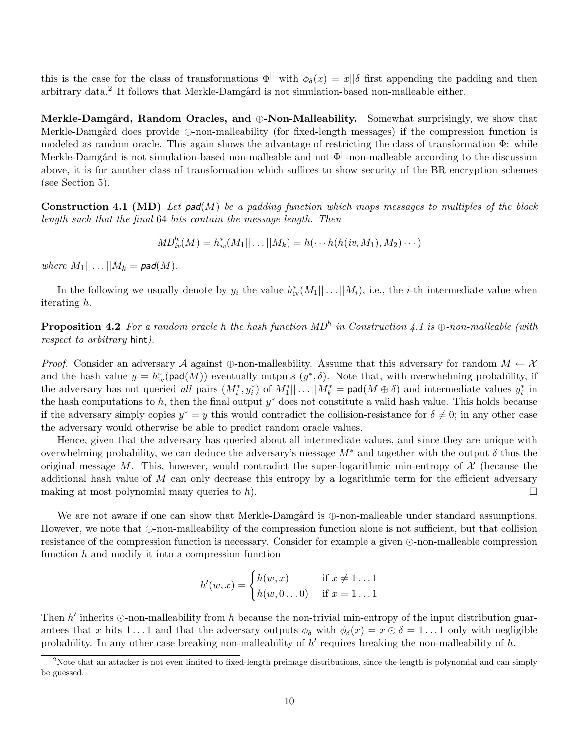this is the case for the class of transformations $\Phi^{||}$ with $\phi_\delta(x) = x||\delta$ first appending the padding and then arbitrary data.[2] It follows that Merkle-Damgård is not simulation-based non-malleable either.

**Merkle-Damgård, Random Oracles, and $\oplus$-Non-Malleability.** Somewhat surprisingly, we show that Merkle-Damgård does provide $\oplus$-non-malleability (for fixed-length messages) if the compression function is modeled as random oracle. This again shows the advantage of restricting the class of transformation $\Phi$: while Merkle-Damgård is not simulation-based non-malleable and not $\Phi^{||}$-non-malleable according to the discussion above, it is for another class of transformation which suffices to show security of the BR encryption schemes (see Section 5).

**Construction 4.1 (MD)** *Let $\mathsf{pad}(M)$ be a padding function which maps messages to multiples of the block length such that the final 64 bits contain the message length. Then*

$$MD^h_{iv}(M) = h^*_{iv}(M_1||\dots||M_k) = h(\cdots h(h(iv, M_1), M_2)\cdots)$$

*where $M_1||\dots||M_k = \mathsf{pad}(M)$.*

In the following we usually denote by $y_i$ the value $h^*_{\mathrm{iv}}(M_1||\dots||M_i)$, i.e., the $i$-th intermediate value when iterating $h$.

**Proposition 4.2** *For a random oracle $h$ the hash function $MD^h$ in Construction 4.1 is $\oplus$-non-malleable (with respect to arbitrary* $\mathsf{hint}$*).*

*Proof.* Consider an adversary $\mathcal{A}$ against $\oplus$-non-malleability. Assume that this adversary for random $M \leftarrow \mathcal{X}$ and the hash value $y = h^*_{\mathrm{iv}}(\mathsf{pad}(M))$ eventually outputs $(y^*, \delta)$. Note that, with overwhelming probability, if the adversary has not queried *all* pairs $(M^*_i, y^*_i)$ of $M^*_1||\dots||M^*_k = \mathsf{pad}(M \oplus \delta)$ and intermediate values $y^*_i$ in the hash computations to $h$, then the final output $y^*$ does not constitute a valid hash value. This holds because if the adversary simply copies $y^* = y$ this would contradict the collision-resistance for $\delta \neq 0$; in any other case the adversary would otherwise be able to predict random oracle values.

Hence, given that the adversary has queried about all intermediate values, and since they are unique with overwhelming probability, we can deduce the adversary's message $M^*$ and together with the output $\delta$ thus the original message $M$. This, however, would contradict the super-logarithmic min-entropy of $\mathcal{X}$ (because the additional hash value of $M$ can only decrease this entropy by a logarithmic term for the efficient adversary making at most polynomial many queries to $h$). $\square$

We are not aware if one can show that Merkle-Damgård is $\oplus$-non-malleable under standard assumptions. However, we note that $\oplus$-non-malleability of the compression function alone is not sufficient, but that collision resistance of the compression function is necessary. Consider for example a given $\odot$-non-malleable compression function $h$ and modify it into a compression function

$$h'(w, x) = \begin{cases} h(w, x) & \text{if } x \neq 1\dots1 \\ h(w, 0\dots0) & \text{if } x = 1\dots1 \end{cases}$$

Then $h'$ inherits $\odot$-non-malleability from $h$ because the non-trivial min-entropy of the input distribution guarantees that $x$ hits $1\dots1$ and that the adversary outputs $\phi_\delta$ with $\phi_\delta(x) = x \odot \delta = 1\dots1$ only with negligible probability. In any other case breaking non-malleability of $h'$ requires breaking the non-malleability of $h$.

[2] Note that an attacker is not even limited to fixed-length preimage distributions, since the length is polynomial and can simply be guessed.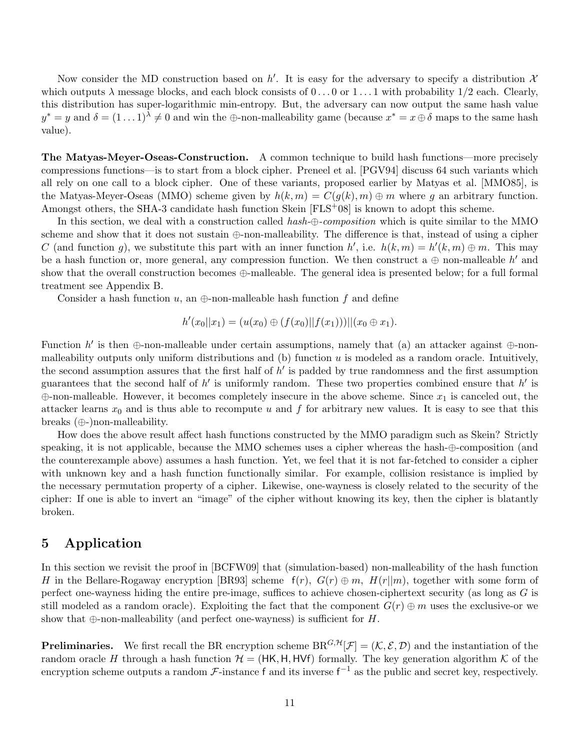Now consider the MD construction based on $h'$. It is easy for the adversary to specify a distribution $\mathcal{X}$ which outputs $\lambda$ message blocks, and each block consists of $0\ldots0$ or $1\ldots1$ with probability 1/2 each. Clearly, this distribution has super-logarithmic min-entropy. But, the adversary can now output the same hash value $y^* = y$ and $\delta = (1\ldots1)^\lambda \neq 0$ and win the $\oplus$-non-malleability game (because $x^* = x \oplus \delta$ maps to the same hash value).

**The Matyas-Meyer-Oseas-Construction.** A common technique to build hash functions—more precisely compressions functions—is to start from a block cipher. Preneel et al. [PGV94] discuss 64 such variants which all rely on one call to a block cipher. One of these variants, proposed earlier by Matyas et al. [MMO85], is the Matyas-Meyer-Oseas (MMO) scheme given by $h(k, m) = C(g(k), m) \oplus m$ where $g$ an arbitrary function. Amongst others, the SHA-3 candidate hash function Skein [FLS+08] is known to adopt this scheme.

In this section, we deal with a construction called *hash-$\oplus$-composition* which is quite similar to the MMO scheme and show that it does not sustain $\oplus$-non-malleability. The difference is that, instead of using a cipher $C$ (and function $g$), we substitute this part with an inner function $h'$, i.e. $h(k, m) = h'(k, m) \oplus m$. This may be a hash function or, more general, any compression function. We then construct a $\oplus$ non-malleable $h'$ and show that the overall construction becomes $\oplus$-malleable. The general idea is presented below; for a full formal treatment see Appendix B.

Consider a hash function $u$, an $\oplus$-non-malleable hash function $f$ and define

$$h'(x_0||x_1) = (u(x_0) \oplus (f(x_0)||f(x_1)))||(x_0 \oplus x_1).$$

Function $h'$ is then $\oplus$-non-malleable under certain assumptions, namely that (a) an attacker against $\oplus$-non-malleability outputs only uniform distributions and (b) function $u$ is modeled as a random oracle. Intuitively, the second assumption assures that the first half of $h'$ is padded by true randomness and the first assumption guarantees that the second half of $h'$ is uniformly random. These two properties combined ensure that $h'$ is $\oplus$-non-malleable. However, it becomes completely insecure in the above scheme. Since $x_1$ is canceled out, the attacker learns $x_0$ and is thus able to recompute $u$ and $f$ for arbitrary new values. It is easy to see that this breaks ($\oplus$-)non-malleability.

How does the above result affect hash functions constructed by the MMO paradigm such as Skein? Strictly speaking, it is not applicable, because the MMO schemes uses a cipher whereas the hash-$\oplus$-composition (and the counterexample above) assumes a hash function. Yet, we feel that it is not far-fetched to consider a cipher with unknown key and a hash function functionally similar. For example, collision resistance is implied by the necessary permutation property of a cipher. Likewise, one-wayness is closely related to the security of the cipher: If one is able to invert an "image" of the cipher without knowing its key, then the cipher is blatantly broken.

# 5 Application

In this section we revisit the proof in [BCFW09] that (simulation-based) non-malleability of the hash function $H$ in the Bellare-Rogaway encryption [BR93] scheme $\mathsf{f}(r)$, $G(r) \oplus m$, $H(r||m)$, together with some form of perfect one-wayness hiding the entire pre-image, suffices to achieve chosen-ciphertext security (as long as $G$ is still modeled as a random oracle). Exploiting the fact that the component $G(r) \oplus m$ uses the exclusive-or we show that $\oplus$-non-malleability (and perfect one-wayness) is sufficient for $H$.

**Preliminaries.** We first recall the BR encryption scheme $\mathrm{BR}^{G,\mathcal{H}}[\mathcal{F}] = (\mathcal{K}, \mathcal{E}, \mathcal{D})$ and the instantiation of the random oracle $H$ through a hash function $\mathcal{H} = (\mathsf{HK}, \mathsf{H}, \mathsf{HVf})$ formally. The key generation algorithm $\mathcal{K}$ of the encryption scheme outputs a random $\mathcal{F}$-instance $\mathsf{f}$ and its inverse $\mathsf{f}^{-1}$ as the public and secret key, respectively.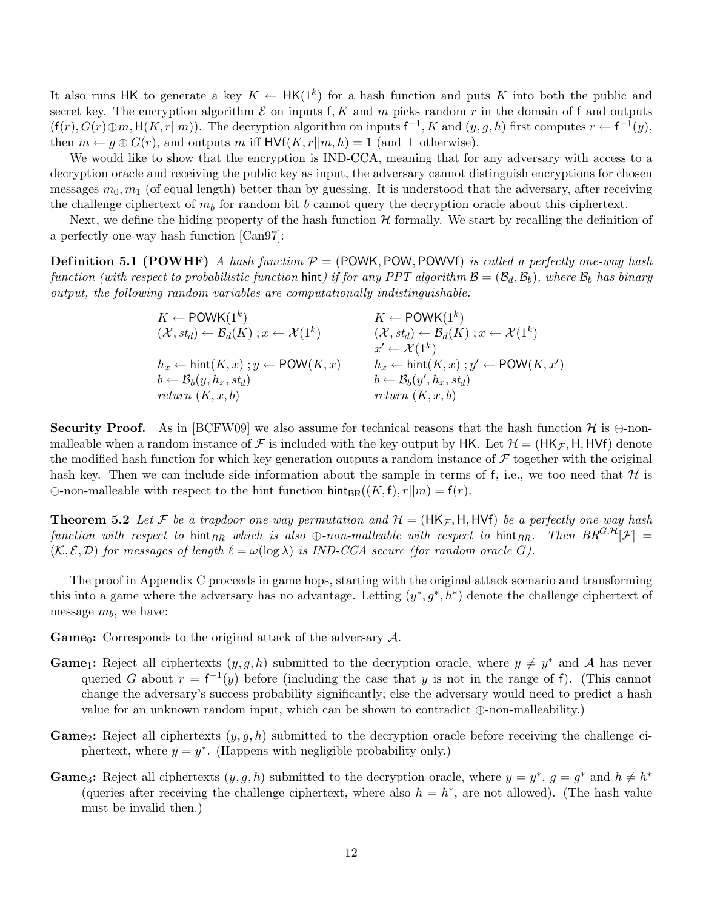It also runs $\mathsf{HK}$ to generate a key $K \leftarrow \mathsf{HK}(1^k)$ for a hash function and puts $K$ into both the public and secret key. The encryption algorithm $\mathcal{E}$ on inputs $\mathsf{f}, K$ and $m$ picks random $r$ in the domain of $\mathsf{f}$ and outputs $(\mathsf{f}(r), G(r) \oplus m, \mathsf{H}(K, r||m))$. The decryption algorithm on inputs $\mathsf{f}^{-1}, K$ and $(y, g, h)$ first computes $r \leftarrow \mathsf{f}^{-1}(y)$, then $m \leftarrow g \oplus G(r)$, and outputs $m$ iff $\mathsf{HVf}(K, r||m, h) = 1$ (and $\perp$ otherwise).

We would like to show that the encryption is IND-CCA, meaning that for any adversary with access to a decryption oracle and receiving the public key as input, the adversary cannot distinguish encryptions for chosen messages $m_0, m_1$ (of equal length) better than by guessing. It is understood that the adversary, after receiving the challenge ciphertext of $m_b$ for random bit $b$ cannot query the decryption oracle about this ciphertext.

Next, we define the hiding property of the hash function $\mathcal{H}$ formally. We start by recalling the definition of a perfectly one-way hash function [Can97]:

**Definition 5.1 (POWHF)** *A hash function $\mathcal{P} = (\mathsf{POWK}, \mathsf{POW}, \mathsf{POWVf})$ is called a perfectly one-way hash function (with respect to probabilistic function $\mathsf{hint}$) if for any PPT algorithm $\mathcal{B} = (\mathcal{B}_d, \mathcal{B}_b)$, where $\mathcal{B}_b$ has binary output, the following random variables are computationally indistinguishable:*

| | |
|---|---|
| $K \leftarrow \mathsf{POWK}(1^k)$ | $K \leftarrow \mathsf{POWK}(1^k)$ |
| $(\mathcal{X}, st_d) \leftarrow \mathcal{B}_d(K)\ ; x \leftarrow \mathcal{X}(1^k)$ | $(\mathcal{X}, st_d) \leftarrow \mathcal{B}_d(K)\ ; x \leftarrow \mathcal{X}(1^k)$ |
| | $x' \leftarrow \mathcal{X}(1^k)$ |
| $h_x \leftarrow \mathsf{hint}(K, x)\ ; y \leftarrow \mathsf{POW}(K, x)$ | $h_x \leftarrow \mathsf{hint}(K, x)\ ; y' \leftarrow \mathsf{POW}(K, x')$ |
| $b \leftarrow \mathcal{B}_b(y, h_x, st_d)$ | $b \leftarrow \mathcal{B}_b(y', h_x, st_d)$ |
| *return* $(K, x, b)$ | *return* $(K, x, b)$ |

**Security Proof.** As in [BCFW09] we also assume for technical reasons that the hash function $\mathcal{H}$ is $\oplus$-non-malleable when a random instance of $\mathcal{F}$ is included with the key output by $\mathsf{HK}$. Let $\mathcal{H} = (\mathsf{HK}_{\mathcal{F}}, \mathsf{H}, \mathsf{HVf})$ denote the modified hash function for which key generation outputs a random instance of $\mathcal{F}$ together with the original hash key. Then we can include side information about the sample in terms of $\mathsf{f}$, i.e., we too need that $\mathcal{H}$ is $\oplus$-non-malleable with respect to the hint function $\mathsf{hint}_{\mathsf{BR}}((K, \mathsf{f}), r||m) = \mathsf{f}(r)$.

**Theorem 5.2** *Let $\mathcal{F}$ be a trapdoor one-way permutation and $\mathcal{H} = (\mathsf{HK}_{\mathcal{F}}, \mathsf{H}, \mathsf{HVf})$ be a perfectly one-way hash function with respect to $\mathsf{hint}_{BR}$ which is also $\oplus$-non-malleable with respect to $\mathsf{hint}_{BR}$. Then $BR^{G,\mathcal{H}}[\mathcal{F}] = (\mathcal{K}, \mathcal{E}, \mathcal{D})$ for messages of length $\ell = \omega(\log \lambda)$ is IND-CCA secure (for random oracle $G$).*

The proof in Appendix C proceeds in game hops, starting with the original attack scenario and transforming this into a game where the adversary has no advantage. Letting $(y^*, g^*, h^*)$ denote the challenge ciphertext of message $m_b$, we have:

**Game$_0$:** Corresponds to the original attack of the adversary $\mathcal{A}$.

**Game$_1$:** Reject all ciphertexts $(y, g, h)$ submitted to the decryption oracle, where $y \neq y^*$ and $\mathcal{A}$ has never queried $G$ about $r = \mathsf{f}^{-1}(y)$ before (including the case that $y$ is not in the range of $\mathsf{f}$). (This cannot change the adversary's success probability significantly; else the adversary would need to predict a hash value for an unknown random input, which can be shown to contradict $\oplus$-non-malleability.)

**Game$_2$:** Reject all ciphertexts $(y, g, h)$ submitted to the decryption oracle before receiving the challenge ciphertext, where $y = y^*$. (Happens with negligible probability only.)

**Game$_3$:** Reject all ciphertexts $(y, g, h)$ submitted to the decryption oracle, where $y = y^*$, $g = g^*$ and $h \neq h^*$ (queries after receiving the challenge ciphertext, where also $h = h^*$, are not allowed). (The hash value must be invalid then.)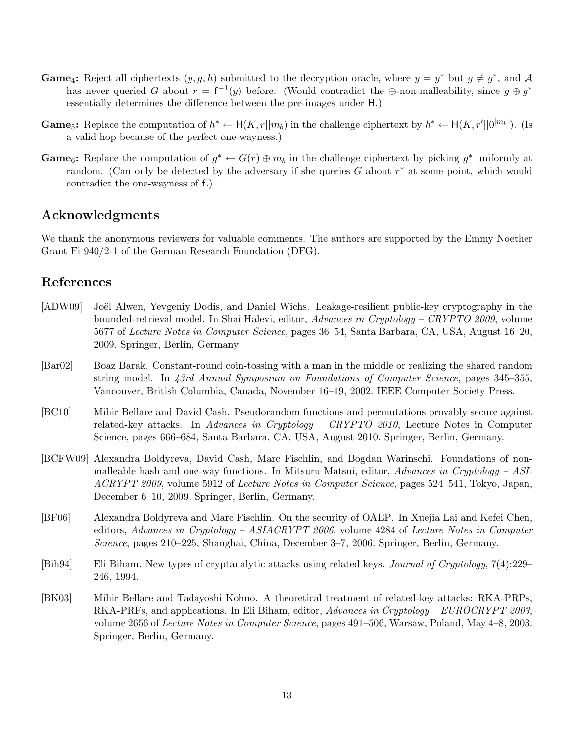**Game$_4$:** Reject all ciphertexts $(y, g, h)$ submitted to the decryption oracle, where $y = y^*$ but $g \neq g^*$, and $\mathcal{A}$ has never queried $G$ about $r = \mathsf{f}^{-1}(y)$ before. (Would contradict the $\oplus$-non-malleability, since $g \oplus g^*$ essentially determines the difference between the pre-images under $\mathsf{H}$.)

**Game$_5$:** Replace the computation of $h^* \leftarrow \mathsf{H}(K, r||m_b)$ in the challenge ciphertext by $h^* \leftarrow \mathsf{H}(K, r'||0^{|m_b|})$. (Is a valid hop because of the perfect one-wayness.)

**Game$_6$:** Replace the computation of $g^* \leftarrow G(r) \oplus m_b$ in the challenge ciphertext by picking $g^*$ uniformly at random. (Can only be detected by the adversary if she queries $G$ about $r^*$ at some point, which would contradict the one-wayness of $\mathsf{f}$.)

## Acknowledgments

We thank the anonymous reviewers for valuable comments. The authors are supported by the Emmy Noether Grant Fi 940/2-1 of the German Research Foundation (DFG).

## References

[ADW09] Joël Alwen, Yevgeniy Dodis, and Daniel Wichs. Leakage-resilient public-key cryptography in the bounded-retrieval model. In Shai Halevi, editor, *Advances in Cryptology – CRYPTO 2009*, volume 5677 of *Lecture Notes in Computer Science*, pages 36–54, Santa Barbara, CA, USA, August 16–20, 2009. Springer, Berlin, Germany.

[Bar02] Boaz Barak. Constant-round coin-tossing with a man in the middle or realizing the shared random string model. In *43rd Annual Symposium on Foundations of Computer Science*, pages 345–355, Vancouver, British Columbia, Canada, November 16–19, 2002. IEEE Computer Society Press.

[BC10] Mihir Bellare and David Cash. Pseudorandom functions and permutations provably secure against related-key attacks. In *Advances in Cryptology – CRYPTO 2010*, Lecture Notes in Computer Science, pages 666–684, Santa Barbara, CA, USA, August 2010. Springer, Berlin, Germany.

[BCFW09] Alexandra Boldyreva, David Cash, Marc Fischlin, and Bogdan Warinschi. Foundations of non-malleable hash and one-way functions. In Mitsuru Matsui, editor, *Advances in Cryptology – ASIACRYPT 2009*, volume 5912 of *Lecture Notes in Computer Science*, pages 524–541, Tokyo, Japan, December 6–10, 2009. Springer, Berlin, Germany.

[BF06] Alexandra Boldyreva and Marc Fischlin. On the security of OAEP. In Xuejia Lai and Kefei Chen, editors, *Advances in Cryptology – ASIACRYPT 2006*, volume 4284 of *Lecture Notes in Computer Science*, pages 210–225, Shanghai, China, December 3–7, 2006. Springer, Berlin, Germany.

[Bih94] Eli Biham. New types of cryptanalytic attacks using related keys. *Journal of Cryptology*, 7(4):229–246, 1994.

[BK03] Mihir Bellare and Tadayoshi Kohno. A theoretical treatment of related-key attacks: RKA-PRPs, RKA-PRFs, and applications. In Eli Biham, editor, *Advances in Cryptology – EUROCRYPT 2003*, volume 2656 of *Lecture Notes in Computer Science*, pages 491–506, Warsaw, Poland, May 4–8, 2003. Springer, Berlin, Germany.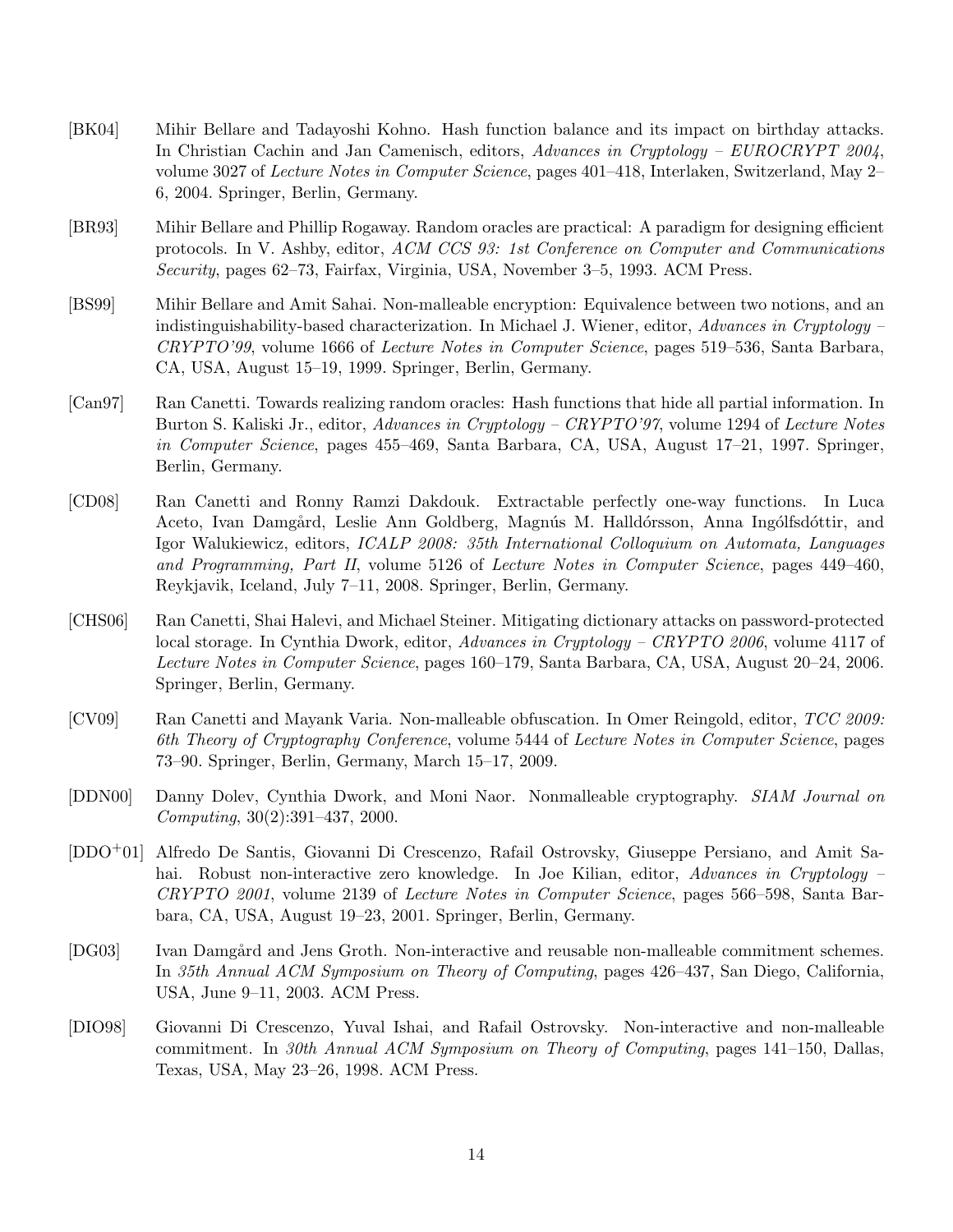[BK04] Mihir Bellare and Tadayoshi Kohno. Hash function balance and its impact on birthday attacks. In Christian Cachin and Jan Camenisch, editors, *Advances in Cryptology – EUROCRYPT 2004*, volume 3027 of *Lecture Notes in Computer Science*, pages 401–418, Interlaken, Switzerland, May 2–6, 2004. Springer, Berlin, Germany.

[BR93] Mihir Bellare and Phillip Rogaway. Random oracles are practical: A paradigm for designing efficient protocols. In V. Ashby, editor, *ACM CCS 93: 1st Conference on Computer and Communications Security*, pages 62–73, Fairfax, Virginia, USA, November 3–5, 1993. ACM Press.

[BS99] Mihir Bellare and Amit Sahai. Non-malleable encryption: Equivalence between two notions, and an indistinguishability-based characterization. In Michael J. Wiener, editor, *Advances in Cryptology – CRYPTO'99*, volume 1666 of *Lecture Notes in Computer Science*, pages 519–536, Santa Barbara, CA, USA, August 15–19, 1999. Springer, Berlin, Germany.

[Can97] Ran Canetti. Towards realizing random oracles: Hash functions that hide all partial information. In Burton S. Kaliski Jr., editor, *Advances in Cryptology – CRYPTO'97*, volume 1294 of *Lecture Notes in Computer Science*, pages 455–469, Santa Barbara, CA, USA, August 17–21, 1997. Springer, Berlin, Germany.

[CD08] Ran Canetti and Ronny Ramzi Dakdouk. Extractable perfectly one-way functions. In Luca Aceto, Ivan Damgård, Leslie Ann Goldberg, Magnús M. Halldórsson, Anna Ingólfsdóttir, and Igor Walukiewicz, editors, *ICALP 2008: 35th International Colloquium on Automata, Languages and Programming, Part II*, volume 5126 of *Lecture Notes in Computer Science*, pages 449–460, Reykjavik, Iceland, July 7–11, 2008. Springer, Berlin, Germany.

[CHS06] Ran Canetti, Shai Halevi, and Michael Steiner. Mitigating dictionary attacks on password-protected local storage. In Cynthia Dwork, editor, *Advances in Cryptology – CRYPTO 2006*, volume 4117 of *Lecture Notes in Computer Science*, pages 160–179, Santa Barbara, CA, USA, August 20–24, 2006. Springer, Berlin, Germany.

[CV09] Ran Canetti and Mayank Varia. Non-malleable obfuscation. In Omer Reingold, editor, *TCC 2009: 6th Theory of Cryptography Conference*, volume 5444 of *Lecture Notes in Computer Science*, pages 73–90. Springer, Berlin, Germany, March 15–17, 2009.

[DDN00] Danny Dolev, Cynthia Dwork, and Moni Naor. Nonmalleable cryptography. *SIAM Journal on Computing*, 30(2):391–437, 2000.

[DDO+01] Alfredo De Santis, Giovanni Di Crescenzo, Rafail Ostrovsky, Giuseppe Persiano, and Amit Sahai. Robust non-interactive zero knowledge. In Joe Kilian, editor, *Advances in Cryptology – CRYPTO 2001*, volume 2139 of *Lecture Notes in Computer Science*, pages 566–598, Santa Barbara, CA, USA, August 19–23, 2001. Springer, Berlin, Germany.

[DG03] Ivan Damgård and Jens Groth. Non-interactive and reusable non-malleable commitment schemes. In *35th Annual ACM Symposium on Theory of Computing*, pages 426–437, San Diego, California, USA, June 9–11, 2003. ACM Press.

[DIO98] Giovanni Di Crescenzo, Yuval Ishai, and Rafail Ostrovsky. Non-interactive and non-malleable commitment. In *30th Annual ACM Symposium on Theory of Computing*, pages 141–150, Dallas, Texas, USA, May 23–26, 1998. ACM Press.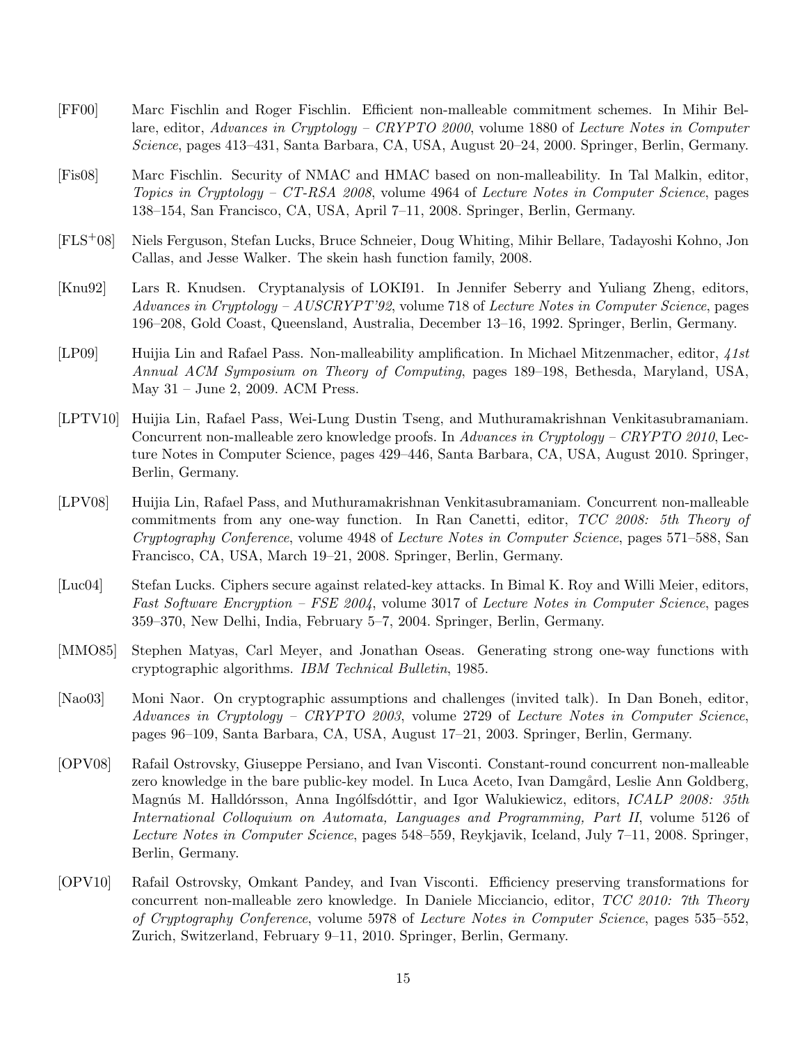[FF00] Marc Fischlin and Roger Fischlin. Efficient non-malleable commitment schemes. In Mihir Bellare, editor, *Advances in Cryptology – CRYPTO 2000*, volume 1880 of *Lecture Notes in Computer Science*, pages 413–431, Santa Barbara, CA, USA, August 20–24, 2000. Springer, Berlin, Germany.

[Fis08] Marc Fischlin. Security of NMAC and HMAC based on non-malleability. In Tal Malkin, editor, *Topics in Cryptology – CT-RSA 2008*, volume 4964 of *Lecture Notes in Computer Science*, pages 138–154, San Francisco, CA, USA, April 7–11, 2008. Springer, Berlin, Germany.

[FLS+08] Niels Ferguson, Stefan Lucks, Bruce Schneier, Doug Whiting, Mihir Bellare, Tadayoshi Kohno, Jon Callas, and Jesse Walker. The skein hash function family, 2008.

[Knu92] Lars R. Knudsen. Cryptanalysis of LOKI91. In Jennifer Seberry and Yuliang Zheng, editors, *Advances in Cryptology – AUSCRYPT'92*, volume 718 of *Lecture Notes in Computer Science*, pages 196–208, Gold Coast, Queensland, Australia, December 13–16, 1992. Springer, Berlin, Germany.

[LP09] Huijia Lin and Rafael Pass. Non-malleability amplification. In Michael Mitzenmacher, editor, *41st Annual ACM Symposium on Theory of Computing*, pages 189–198, Bethesda, Maryland, USA, May 31 – June 2, 2009. ACM Press.

[LPTV10] Huijia Lin, Rafael Pass, Wei-Lung Dustin Tseng, and Muthuramakrishnan Venkitasubramaniam. Concurrent non-malleable zero knowledge proofs. In *Advances in Cryptology – CRYPTO 2010*, Lecture Notes in Computer Science, pages 429–446, Santa Barbara, CA, USA, August 2010. Springer, Berlin, Germany.

[LPV08] Huijia Lin, Rafael Pass, and Muthuramakrishnan Venkitasubramaniam. Concurrent non-malleable commitments from any one-way function. In Ran Canetti, editor, *TCC 2008: 5th Theory of Cryptography Conference*, volume 4948 of *Lecture Notes in Computer Science*, pages 571–588, San Francisco, CA, USA, March 19–21, 2008. Springer, Berlin, Germany.

[Luc04] Stefan Lucks. Ciphers secure against related-key attacks. In Bimal K. Roy and Willi Meier, editors, *Fast Software Encryption – FSE 2004*, volume 3017 of *Lecture Notes in Computer Science*, pages 359–370, New Delhi, India, February 5–7, 2004. Springer, Berlin, Germany.

[MMO85] Stephen Matyas, Carl Meyer, and Jonathan Oseas. Generating strong one-way functions with cryptographic algorithms. *IBM Technical Bulletin*, 1985.

[Nao03] Moni Naor. On cryptographic assumptions and challenges (invited talk). In Dan Boneh, editor, *Advances in Cryptology – CRYPTO 2003*, volume 2729 of *Lecture Notes in Computer Science*, pages 96–109, Santa Barbara, CA, USA, August 17–21, 2003. Springer, Berlin, Germany.

[OPV08] Rafail Ostrovsky, Giuseppe Persiano, and Ivan Visconti. Constant-round concurrent non-malleable zero knowledge in the bare public-key model. In Luca Aceto, Ivan Damgård, Leslie Ann Goldberg, Magnús M. Halldórsson, Anna Ingólfsdóttir, and Igor Walukiewicz, editors, *ICALP 2008: 35th International Colloquium on Automata, Languages and Programming, Part II*, volume 5126 of *Lecture Notes in Computer Science*, pages 548–559, Reykjavik, Iceland, July 7–11, 2008. Springer, Berlin, Germany.

[OPV10] Rafail Ostrovsky, Omkant Pandey, and Ivan Visconti. Efficiency preserving transformations for concurrent non-malleable zero knowledge. In Daniele Micciancio, editor, *TCC 2010: 7th Theory of Cryptography Conference*, volume 5978 of *Lecture Notes in Computer Science*, pages 535–552, Zurich, Switzerland, February 9–11, 2010. Springer, Berlin, Germany.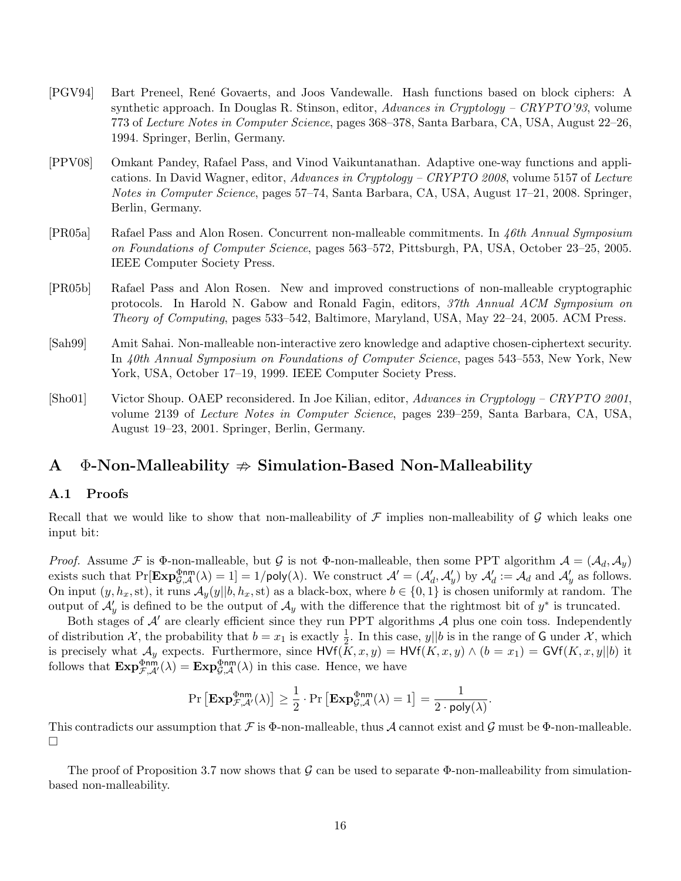[PGV94] Bart Preneel, René Govaerts, and Joos Vandewalle. Hash functions based on block ciphers: A synthetic approach. In Douglas R. Stinson, editor, *Advances in Cryptology – CRYPTO'93*, volume 773 of *Lecture Notes in Computer Science*, pages 368–378, Santa Barbara, CA, USA, August 22–26, 1994. Springer, Berlin, Germany.

[PPV08] Omkant Pandey, Rafael Pass, and Vinod Vaikuntanathan. Adaptive one-way functions and applications. In David Wagner, editor, *Advances in Cryptology – CRYPTO 2008*, volume 5157 of *Lecture Notes in Computer Science*, pages 57–74, Santa Barbara, CA, USA, August 17–21, 2008. Springer, Berlin, Germany.

[PR05a] Rafael Pass and Alon Rosen. Concurrent non-malleable commitments. In *46th Annual Symposium on Foundations of Computer Science*, pages 563–572, Pittsburgh, PA, USA, October 23–25, 2005. IEEE Computer Society Press.

[PR05b] Rafael Pass and Alon Rosen. New and improved constructions of non-malleable cryptographic protocols. In Harold N. Gabow and Ronald Fagin, editors, *37th Annual ACM Symposium on Theory of Computing*, pages 533–542, Baltimore, Maryland, USA, May 22–24, 2005. ACM Press.

[Sah99] Amit Sahai. Non-malleable non-interactive zero knowledge and adaptive chosen-ciphertext security. In *40th Annual Symposium on Foundations of Computer Science*, pages 543–553, New York, New York, USA, October 17–19, 1999. IEEE Computer Society Press.

[Sho01] Victor Shoup. OAEP reconsidered. In Joe Kilian, editor, *Advances in Cryptology – CRYPTO 2001*, volume 2139 of *Lecture Notes in Computer Science*, pages 239–259, Santa Barbara, CA, USA, August 19–23, 2001. Springer, Berlin, Germany.

# A $\Phi$-Non-Malleability $\not\Rightarrow$ Simulation-Based Non-Malleability

## A.1 Proofs

Recall that we would like to show that non-malleability of $\mathcal{F}$ implies non-malleability of $\mathcal{G}$ which leaks one input bit:

*Proof.* Assume $\mathcal{F}$ is $\Phi$-non-malleable, but $\mathcal{G}$ is not $\Phi$-non-malleable, then some PPT algorithm $\mathcal{A} = (\mathcal{A}_d, \mathcal{A}_y)$ exists such that $\Pr[\mathbf{Exp}^{\Phi\mathsf{nm}}_{\mathcal{G},\mathcal{A}}(\lambda) = 1] = 1/\mathsf{poly}(\lambda)$. We construct $\mathcal{A}' = (\mathcal{A}'_d, \mathcal{A}'_y)$ by $\mathcal{A}'_d := \mathcal{A}_d$ and $\mathcal{A}'_y$ as follows. On input $(y, h_x, \mathrm{st})$, it runs $\mathcal{A}_y(y||b, h_x, \mathrm{st})$ as a black-box, where $b \in \{0,1\}$ is chosen uniformly at random. The output of $\mathcal{A}'_y$ is defined to be the output of $\mathcal{A}_y$ with the difference that the rightmost bit of $y^*$ is truncated.

Both stages of $\mathcal{A}'$ are clearly efficient since they run PPT algorithms $\mathcal{A}$ plus one coin toss. Independently of distribution $\mathcal{X}$, the probability that $b = x_1$ is exactly $\frac{1}{2}$. In this case, $y||b$ is in the range of $\mathsf{G}$ under $\mathcal{X}$, which is precisely what $\mathcal{A}_y$ expects. Furthermore, since $\mathsf{HVf}(K, x, y) = \mathsf{HVf}(K, x, y) \wedge (b = x_1) = \mathsf{GVf}(K, x, y||b)$ it follows that $\mathbf{Exp}^{\Phi\mathsf{nm}}_{\mathcal{F},\mathcal{A}'}(\lambda) = \mathbf{Exp}^{\Phi\mathsf{nm}}_{\mathcal{G},\mathcal{A}}(\lambda)$ in this case. Hence, we have

$$\Pr\left[\mathbf{Exp}^{\Phi\mathsf{nm}}_{\mathcal{F},\mathcal{A}'}(\lambda)\right] \geq \frac{1}{2} \cdot \Pr\left[\mathbf{Exp}^{\Phi\mathsf{nm}}_{\mathcal{G},\mathcal{A}}(\lambda) = 1\right] = \frac{1}{2 \cdot \mathsf{poly}(\lambda)}.$$

This contradicts our assumption that $\mathcal{F}$ is $\Phi$-non-malleable, thus $\mathcal{A}$ cannot exist and $\mathcal{G}$ must be $\Phi$-non-malleable. $\square$

The proof of Proposition 3.7 now shows that $\mathcal{G}$ can be used to separate $\Phi$-non-malleability from simulation-based non-malleability.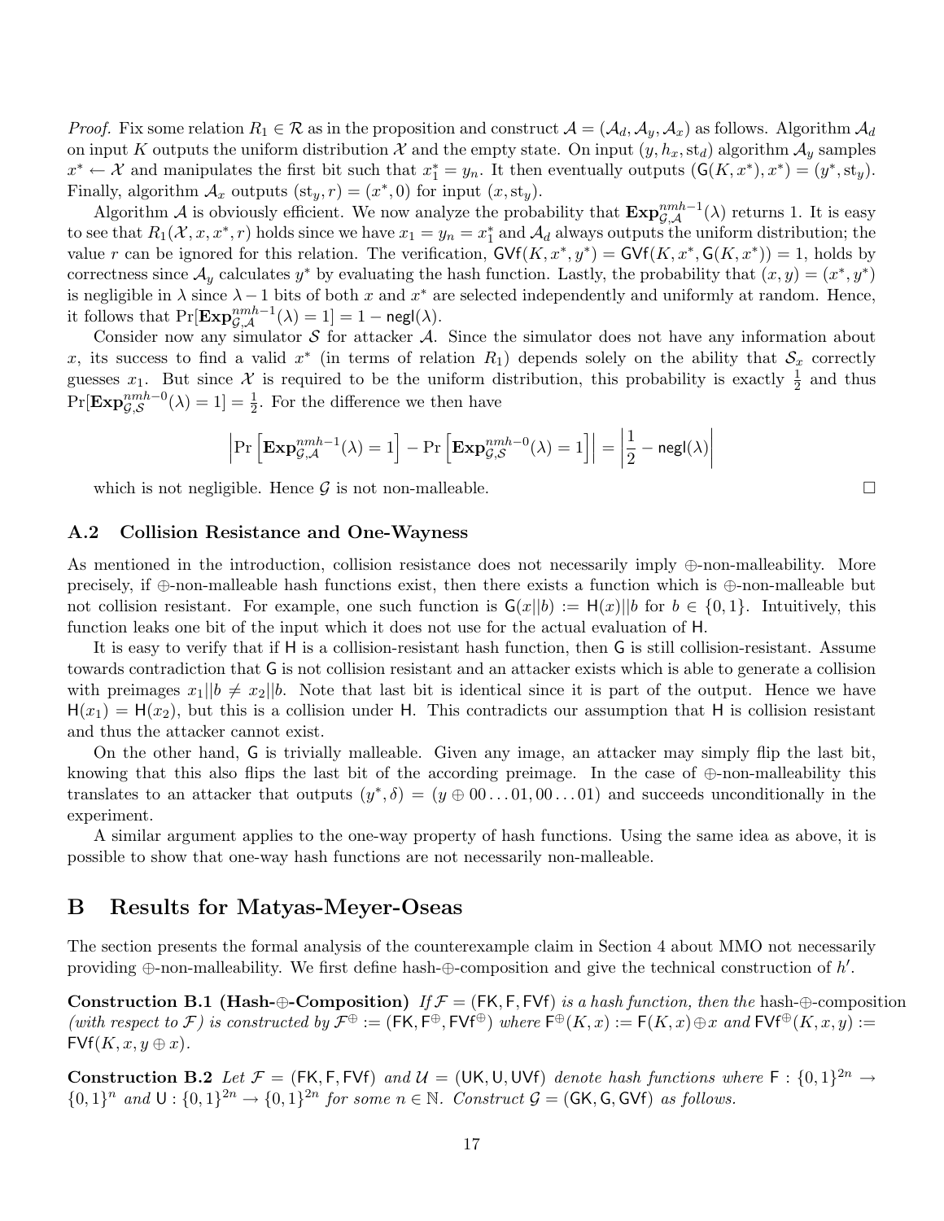*Proof.* Fix some relation $R_1 \in \mathcal{R}$ as in the proposition and construct $\mathcal{A} = (\mathcal{A}_d, \mathcal{A}_y, \mathcal{A}_x)$ as follows. Algorithm $\mathcal{A}_d$ on input $K$ outputs the uniform distribution $\mathcal{X}$ and the empty state. On input $(y, h_x, \mathrm{st}_d)$ algorithm $\mathcal{A}_y$ samples $x^* \leftarrow \mathcal{X}$ and manipulates the first bit such that $x^*_1 = y_n$. It then eventually outputs $(\mathsf{G}(K, x^*), x^*) = (y^*, \mathrm{st}_y)$. Finally, algorithm $\mathcal{A}_x$ outputs $(\mathrm{st}_y, r) = (x^*, 0)$ for input $(x, \mathrm{st}_y)$.

Algorithm $\mathcal{A}$ is obviously efficient. We now analyze the probability that $\mathbf{Exp}^{nmh-1}_{\mathcal{G},\mathcal{A}}(\lambda)$ returns 1. It is easy to see that $R_1(\mathcal{X}, x, x^*, r)$ holds since we have $x_1 = y_n = x^*_1$ and $\mathcal{A}_d$ always outputs the uniform distribution; the value $r$ can be ignored for this relation. The verification, $\mathsf{GVf}(K, x^*, y^*) = \mathsf{GVf}(K, x^*, \mathsf{G}(K, x^*)) = 1$, holds by correctness since $\mathcal{A}_y$ calculates $y^*$ by evaluating the hash function. Lastly, the probability that $(x, y) = (x^*, y^*)$ is negligible in $\lambda$ since $\lambda - 1$ bits of both $x$ and $x^*$ are selected independently and uniformly at random. Hence, it follows that $\Pr[\mathbf{Exp}^{nmh-1}_{\mathcal{G},\mathcal{A}}(\lambda) = 1] = 1 - \mathsf{negl}(\lambda)$.

Consider now any simulator $\mathcal{S}$ for attacker $\mathcal{A}$. Since the simulator does not have any information about $x$, its success to find a valid $x^*$ (in terms of relation $R_1$) depends solely on the ability that $\mathcal{S}_x$ correctly guesses $x_1$. But since $\mathcal{X}$ is required to be the uniform distribution, this probability is exactly $\frac{1}{2}$ and thus $\Pr[\mathbf{Exp}^{nmh-0}_{\mathcal{G},\mathcal{S}}(\lambda) = 1] = \frac{1}{2}$. For the difference we then have

$$\left|\Pr\left[\mathbf{Exp}^{nmh-1}_{\mathcal{G},\mathcal{A}}(\lambda) = 1\right] - \Pr\left[\mathbf{Exp}^{nmh-0}_{\mathcal{G},\mathcal{S}}(\lambda) = 1\right]\right| = \left|\frac{1}{2} - \mathsf{negl}(\lambda)\right|$$

which is not negligible. Hence $\mathcal{G}$ is not non-malleable. □

### A.2 Collision Resistance and One-Wayness

As mentioned in the introduction, collision resistance does not necessarily imply $\oplus$-non-malleability. More precisely, if $\oplus$-non-malleable hash functions exist, then there exists a function which is $\oplus$-non-malleable but not collision resistant. For example, one such function is $\mathsf{G}(x||b) := \mathsf{H}(x)||b$ for $b \in \{0, 1\}$. Intuitively, this function leaks one bit of the input which it does not use for the actual evaluation of $\mathsf{H}$.

It is easy to verify that if $\mathsf{H}$ is a collision-resistant hash function, then $\mathsf{G}$ is still collision-resistant. Assume towards contradiction that $\mathsf{G}$ is not collision resistant and an attacker exists which is able to generate a collision with preimages $x_1||b \neq x_2||b$. Note that last bit is identical since it is part of the output. Hence we have $\mathsf{H}(x_1) = \mathsf{H}(x_2)$, but this is a collision under $\mathsf{H}$. This contradicts our assumption that $\mathsf{H}$ is collision resistant and thus the attacker cannot exist.

On the other hand, $\mathsf{G}$ is trivially malleable. Given any image, an attacker may simply flip the last bit, knowing that this also flips the last bit of the according preimage. In the case of $\oplus$-non-malleability this translates to an attacker that outputs $(y^*, \delta) = (y \oplus 00\ldots01, 00\ldots01)$ and succeeds unconditionally in the experiment.

A similar argument applies to the one-way property of hash functions. Using the same idea as above, it is possible to show that one-way hash functions are not necessarily non-malleable.

## B Results for Matyas-Meyer-Oseas

The section presents the formal analysis of the counterexample claim in Section 4 about MMO not necessarily providing $\oplus$-non-malleability. We first define hash-$\oplus$-composition and give the technical construction of $h'$.

**Construction B.1 (Hash-$\oplus$-Composition)** *If $\mathcal{F} = (\mathsf{FK}, \mathsf{F}, \mathsf{FVf})$ is a hash function, then the* hash-$\oplus$-composition *(with respect to $\mathcal{F}$) is constructed by $\mathcal{F}^{\oplus} := (\mathsf{FK}, \mathsf{F}^{\oplus}, \mathsf{FVf}^{\oplus})$ where $\mathsf{F}^{\oplus}(K, x) := \mathsf{F}(K, x) \oplus x$ and $\mathsf{FVf}^{\oplus}(K, x, y) := \mathsf{FVf}(K, x, y \oplus x)$.*

**Construction B.2** *Let $\mathcal{F} = (\mathsf{FK}, \mathsf{F}, \mathsf{FVf})$ and $\mathcal{U} = (\mathsf{UK}, \mathsf{U}, \mathsf{UVf})$ denote hash functions where $\mathsf{F} : \{0,1\}^{2n} \rightarrow \{0,1\}^n$ and $\mathsf{U} : \{0,1\}^{2n} \rightarrow \{0,1\}^{2n}$ for some $n \in \mathbb{N}$. Construct $\mathcal{G} = (\mathsf{GK}, \mathsf{G}, \mathsf{GVf})$ as follows.*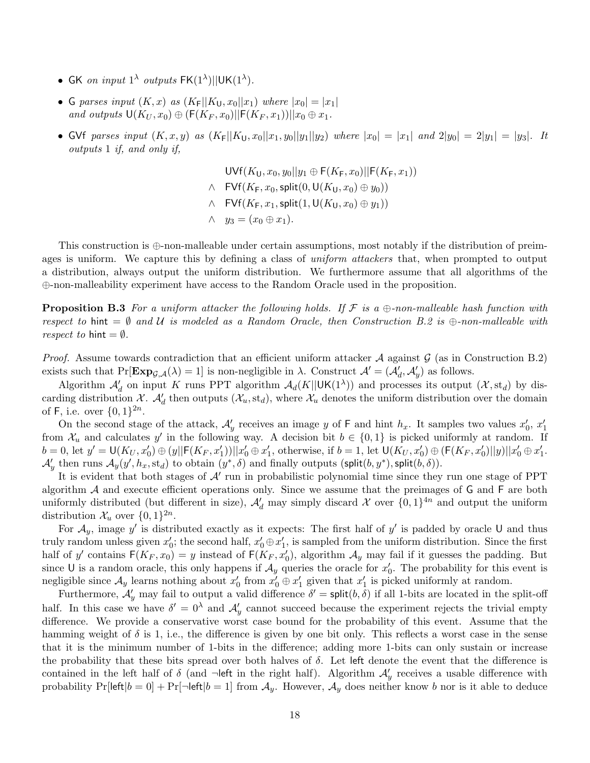- GK *on input* $1^\lambda$ *outputs* $\mathsf{FK}(1^\lambda)||\mathsf{UK}(1^\lambda)$.
- G *parses input* $(K, x)$ *as* $(K_\mathsf{F}||K_\mathsf{U}, x_0||x_1)$ *where* $|x_0| = |x_1|$ *and outputs* $\mathsf{U}(K_U, x_0) \oplus (\mathsf{F}(K_F, x_0)||\mathsf{F}(K_F, x_1))||x_0 \oplus x_1$.
- GVf *parses input* $(K, x, y)$ *as* $(K_\mathsf{F}||K_\mathsf{U}, x_0||x_1, y_0||y_1||y_2)$ *where* $|x_0| = |x_1|$ *and* $2|y_0| = 2|y_1| = |y_3|$. *It outputs* 1 *if, and only if,*

$$
\begin{aligned}
&\mathsf{UVf}(K_\mathsf{U}, x_0, y_0||y_1 \oplus \mathsf{F}(K_\mathsf{F}, x_0)||\mathsf{F}(K_\mathsf{F}, x_1)) \\
\wedge\;\; &\mathsf{FVf}(K_\mathsf{F}, x_0, \mathsf{split}(0, \mathsf{U}(K_\mathsf{U}, x_0) \oplus y_0)) \\
\wedge\;\; &\mathsf{FVf}(K_\mathsf{F}, x_1, \mathsf{split}(1, \mathsf{U}(K_\mathsf{U}, x_0) \oplus y_1)) \\
\wedge\;\; &y_3 = (x_0 \oplus x_1).
\end{aligned}
$$

This construction is $\oplus$-non-malleable under certain assumptions, most notably if the distribution of preimages is uniform. We capture this by defining a class of *uniform attackers* that, when prompted to output a distribution, always output the uniform distribution. We furthermore assume that all algorithms of the $\oplus$-non-malleability experiment have access to the Random Oracle used in the proposition.

**Proposition B.3** *For a uniform attacker the following holds. If $\mathcal{F}$ is a $\oplus$-non-malleable hash function with respect to* $\mathsf{hint} = \emptyset$ *and $\mathcal{U}$ is modeled as a Random Oracle, then Construction B.2 is $\oplus$-non-malleable with respect to* $\mathsf{hint} = \emptyset$.

*Proof.* Assume towards contradiction that an efficient uniform attacker $\mathcal{A}$ against $\mathcal{G}$ (as in Construction B.2) exists such that $\Pr[\mathbf{Exp}_{\mathcal{G},\mathcal{A}}(\lambda) = 1]$ is non-negligible in $\lambda$. Construct $\mathcal{A}' = (\mathcal{A}'_d, \mathcal{A}'_y)$ as follows.

Algorithm $\mathcal{A}'_d$ on input $K$ runs PPT algorithm $\mathcal{A}_d(K||\mathsf{UK}(1^\lambda))$ and processes its output $(\mathcal{X}, \mathrm{st}_d)$ by discarding distribution $\mathcal{X}$. $\mathcal{A}'_d$ then outputs $(\mathcal{X}_u, \mathrm{st}_d)$, where $\mathcal{X}_u$ denotes the uniform distribution over the domain of F, i.e. over $\{0,1\}^{2n}$.

On the second stage of the attack, $\mathcal{A}'_y$ receives an image $y$ of F and hint $h_x$. It samples two values $x'_0$, $x'_1$ from $\mathcal{X}_u$ and calculates $y'$ in the following way. A decision bit $b \in \{0,1\}$ is picked uniformly at random. If $b = 0$, let $y' = \mathsf{U}(K_U, x'_0) \oplus (y||\mathsf{F}(K_F, x'_1))||x'_0 \oplus x'_1$, otherwise, if $b = 1$, let $\mathsf{U}(K_U, x'_0) \oplus (\mathsf{F}(K_F, x'_0)||y)||x'_0 \oplus x'_1$. $\mathcal{A}'_y$ then runs $\mathcal{A}_y(y', h_x, \mathrm{st}_d)$ to obtain $(y^*, \delta)$ and finally outputs $(\mathsf{split}(b, y^*), \mathsf{split}(b, \delta))$.

It is evident that both stages of $\mathcal{A}'$ run in probabilistic polynomial time since they run one stage of PPT algorithm $\mathcal{A}$ and execute efficient operations only. Since we assume that the preimages of G and F are both uniformly distributed (but different in size), $\mathcal{A}'_d$ may simply discard $\mathcal{X}$ over $\{0,1\}^{4n}$ and output the uniform distribution $\mathcal{X}_u$ over $\{0,1\}^{2n}$.

For $\mathcal{A}_y$, image $y'$ is distributed exactly as it expects: The first half of $y'$ is padded by oracle U and thus truly random unless given $x'_0$; the second half, $x'_0 \oplus x'_1$, is sampled from the uniform distribution. Since the first half of $y'$ contains $\mathsf{F}(K_F, x_0) = y$ instead of $\mathsf{F}(K_F, x'_0)$, algorithm $\mathcal{A}_y$ may fail if it guesses the padding. But since U is a random oracle, this only happens if $\mathcal{A}_y$ queries the oracle for $x'_0$. The probability for this event is negligible since $\mathcal{A}_y$ learns nothing about $x'_0$ from $x'_0 \oplus x'_1$ given that $x'_1$ is picked uniformly at random.

Furthermore, $\mathcal{A}'_y$ may fail to output a valid difference $\delta' = \mathsf{split}(b, \delta)$ if all 1-bits are located in the split-off half. In this case we have $\delta' = 0^\lambda$ and $\mathcal{A}'_y$ cannot succeed because the experiment rejects the trivial empty difference. We provide a conservative worst case bound for the probability of this event. Assume that the hamming weight of $\delta$ is 1, i.e., the difference is given by one bit only. This reflects a worst case in the sense that it is the minimum number of 1-bits in the difference; adding more 1-bits can only sustain or increase the probability that these bits spread over both halves of $\delta$. Let $\mathsf{left}$ denote the event that the difference is contained in the left half of $\delta$ (and $\neg\mathsf{left}$ in the right half). Algorithm $\mathcal{A}'_y$ receives a usable difference with probability $\Pr[\mathsf{left}|b = 0] + \Pr[\neg\mathsf{left}|b = 1]$ from $\mathcal{A}_y$. However, $\mathcal{A}_y$ does neither know $b$ nor is it able to deduce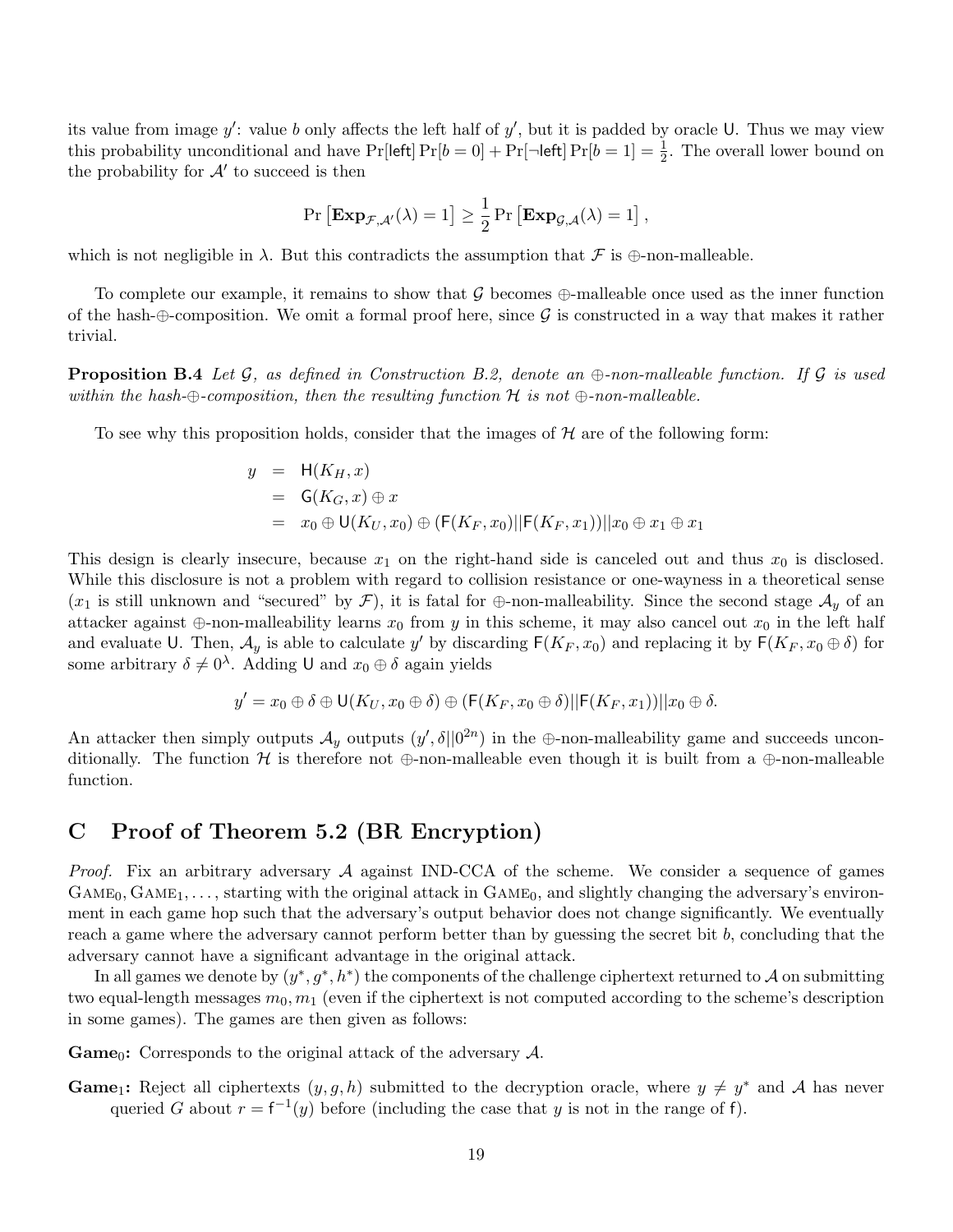its value from image $y'$: value $b$ only affects the left half of $y'$, but it is padded by oracle $\mathsf{U}$. Thus we may view this probability unconditional and have $\Pr[\mathsf{left}]\Pr[b=0] + \Pr[\neg\mathsf{left}]\Pr[b=1] = \frac{1}{2}$. The overall lower bound on the probability for $\mathcal{A}'$ to succeed is then

$$\Pr\left[\mathbf{Exp}_{\mathcal{F},\mathcal{A}'}(\lambda) = 1\right] \geq \frac{1}{2}\Pr\left[\mathbf{Exp}_{\mathcal{G},\mathcal{A}}(\lambda) = 1\right],$$

which is not negligible in $\lambda$. But this contradicts the assumption that $\mathcal{F}$ is $\oplus$-non-malleable.

To complete our example, it remains to show that $\mathcal{G}$ becomes $\oplus$-malleable once used as the inner function of the hash-$\oplus$-composition. We omit a formal proof here, since $\mathcal{G}$ is constructed in a way that makes it rather trivial.

**Proposition B.4** *Let $\mathcal{G}$, as defined in Construction B.2, denote an $\oplus$-non-malleable function. If $\mathcal{G}$ is used within the hash-$\oplus$-composition, then the resulting function $\mathcal{H}$ is not $\oplus$-non-malleable.*

To see why this proposition holds, consider that the images of $\mathcal{H}$ are of the following form:

$$\begin{aligned} y &= \mathsf{H}(K_H, x) \\ &= \mathsf{G}(K_G, x) \oplus x \\ &= x_0 \oplus \mathsf{U}(K_U, x_0) \oplus (\mathsf{F}(K_F, x_0)||\mathsf{F}(K_F, x_1))||x_0 \oplus x_1 \oplus x_1 \end{aligned}$$

This design is clearly insecure, because $x_1$ on the right-hand side is canceled out and thus $x_0$ is disclosed. While this disclosure is not a problem with regard to collision resistance or one-wayness in a theoretical sense ($x_1$ is still unknown and "secured" by $\mathcal{F}$), it is fatal for $\oplus$-non-malleability. Since the second stage $\mathcal{A}_y$ of an attacker against $\oplus$-non-malleability learns $x_0$ from $y$ in this scheme, it may also cancel out $x_0$ in the left half and evaluate $\mathsf{U}$. Then, $\mathcal{A}_y$ is able to calculate $y'$ by discarding $\mathsf{F}(K_F, x_0)$ and replacing it by $\mathsf{F}(K_F, x_0 \oplus \delta)$ for some arbitrary $\delta \neq 0^\lambda$. Adding $\mathsf{U}$ and $x_0 \oplus \delta$ again yields

$$y' = x_0 \oplus \delta \oplus \mathsf{U}(K_U, x_0 \oplus \delta) \oplus (\mathsf{F}(K_F, x_0 \oplus \delta)||\mathsf{F}(K_F, x_1))||x_0 \oplus \delta.$$

An attacker then simply outputs $\mathcal{A}_y$ outputs $(y', \delta||0^{2n})$ in the $\oplus$-non-malleability game and succeeds unconditionally. The function $\mathcal{H}$ is therefore not $\oplus$-non-malleable even though it is built from a $\oplus$-non-malleable function.

# C Proof of Theorem 5.2 (BR Encryption)

*Proof.* Fix an arbitrary adversary $\mathcal{A}$ against IND-CCA of the scheme. We consider a sequence of games $\text{Game}_0, \text{Game}_1, \ldots$, starting with the original attack in $\text{Game}_0$, and slightly changing the adversary's environment in each game hop such that the adversary's output behavior does not change significantly. We eventually reach a game where the adversary cannot perform better than by guessing the secret bit $b$, concluding that the adversary cannot have a significant advantage in the original attack.

In all games we denote by $(y^*, g^*, h^*)$ the components of the challenge ciphertext returned to $\mathcal{A}$ on submitting two equal-length messages $m_0, m_1$ (even if the ciphertext is not computed according to the scheme's description in some games). The games are then given as follows:

**Game$_0$:** Corresponds to the original attack of the adversary $\mathcal{A}$.

**Game$_1$:** Reject all ciphertexts $(y, g, h)$ submitted to the decryption oracle, where $y \neq y^*$ and $\mathcal{A}$ has never queried $G$ about $r = \mathsf{f}^{-1}(y)$ before (including the case that $y$ is not in the range of $\mathsf{f}$).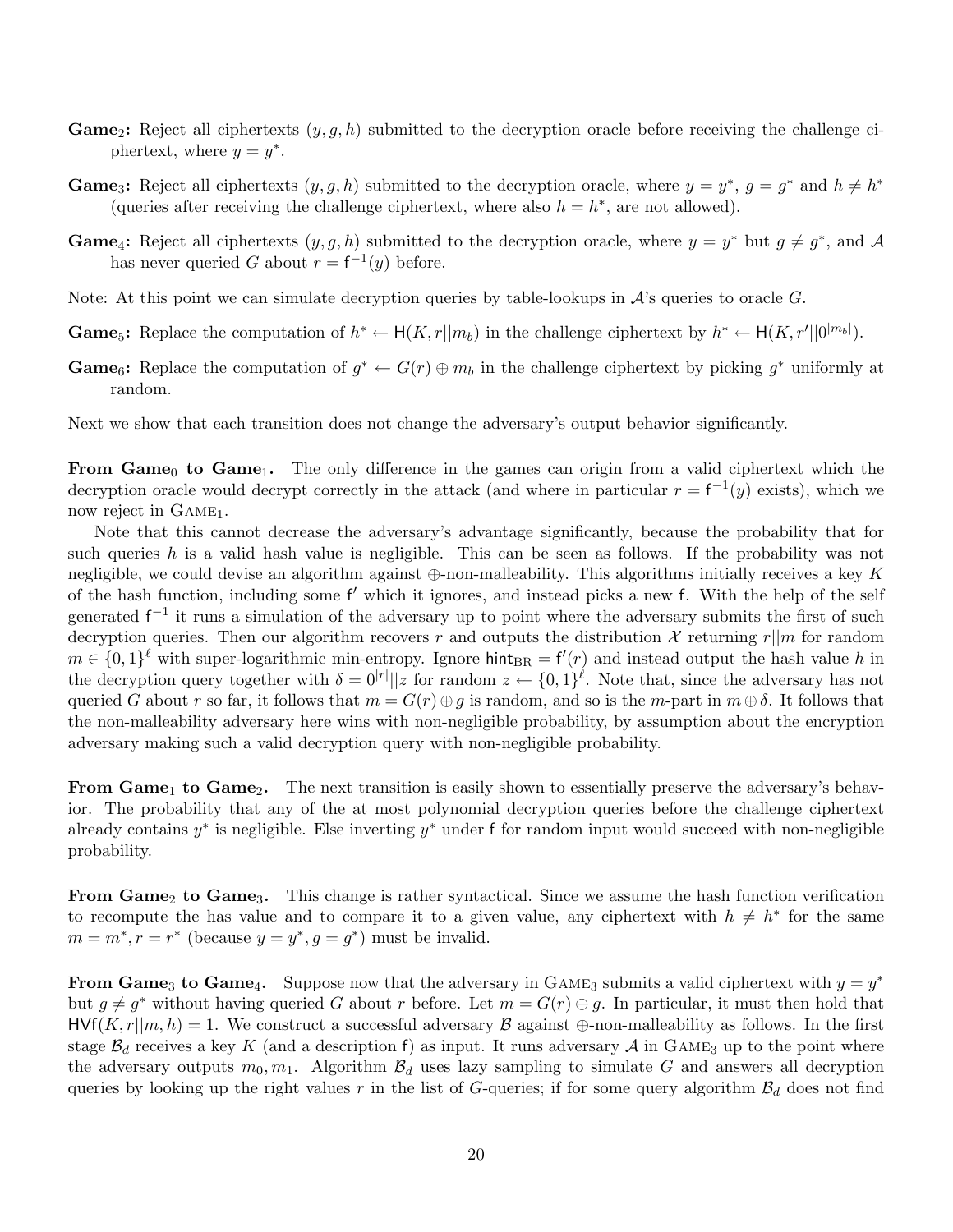**Game$_2$:** Reject all ciphertexts $(y, g, h)$ submitted to the decryption oracle before receiving the challenge ciphertext, where $y = y^*$.

**Game$_3$:** Reject all ciphertexts $(y, g, h)$ submitted to the decryption oracle, where $y = y^*$, $g = g^*$ and $h \neq h^*$ (queries after receiving the challenge ciphertext, where also $h = h^*$, are not allowed).

**Game$_4$:** Reject all ciphertexts $(y, g, h)$ submitted to the decryption oracle, where $y = y^*$ but $g \neq g^*$, and $\mathcal{A}$ has never queried $G$ about $r = \mathsf{f}^{-1}(y)$ before.

Note: At this point we can simulate decryption queries by table-lookups in $\mathcal{A}$'s queries to oracle $G$.

**Game$_5$:** Replace the computation of $h^* \leftarrow \mathsf{H}(K, r||m_b)$ in the challenge ciphertext by $h^* \leftarrow \mathsf{H}(K, r'||0^{|m_b|})$.

**Game$_6$:** Replace the computation of $g^* \leftarrow G(r) \oplus m_b$ in the challenge ciphertext by picking $g^*$ uniformly at random.

Next we show that each transition does not change the adversary's output behavior significantly.

**From Game$_0$ to Game$_1$.** The only difference in the games can origin from a valid ciphertext which the decryption oracle would decrypt correctly in the attack (and where in particular $r = \mathsf{f}^{-1}(y)$ exists), which we now reject in GAME$_1$.

Note that this cannot decrease the adversary's advantage significantly, because the probability that for such queries $h$ is a valid hash value is negligible. This can be seen as follows. If the probability was not negligible, we could devise an algorithm against $\oplus$-non-malleability. This algorithms initially receives a key $K$ of the hash function, including some $\mathsf{f}'$ which it ignores, and instead picks a new $\mathsf{f}$. With the help of the self generated $\mathsf{f}^{-1}$ it runs a simulation of the adversary up to point where the adversary submits the first of such decryption queries. Then our algorithm recovers $r$ and outputs the distribution $\mathcal{X}$ returning $r||m$ for random $m \in \{0,1\}^\ell$ with super-logarithmic min-entropy. Ignore $\mathsf{hint}_{\mathrm{BR}} = \mathsf{f}'(r)$ and instead output the hash value $h$ in the decryption query together with $\delta = 0^{|r|}||z$ for random $z \leftarrow \{0,1\}^\ell$. Note that, since the adversary has not queried $G$ about $r$ so far, it follows that $m = G(r) \oplus g$ is random, and so is the $m$-part in $m \oplus \delta$. It follows that the non-malleability adversary here wins with non-negligible probability, by assumption about the encryption adversary making such a valid decryption query with non-negligible probability.

**From Game$_1$ to Game$_2$.** The next transition is easily shown to essentially preserve the adversary's behavior. The probability that any of the at most polynomial decryption queries before the challenge ciphertext already contains $y^*$ is negligible. Else inverting $y^*$ under $\mathsf{f}$ for random input would succeed with non-negligible probability.

**From Game$_2$ to Game$_3$.** This change is rather syntactical. Since we assume the hash function verification to recompute the has value and to compare it to a given value, any ciphertext with $h \neq h^*$ for the same $m = m^*, r = r^*$ (because $y = y^*, g = g^*$) must be invalid.

**From Game$_3$ to Game$_4$.** Suppose now that the adversary in GAME$_3$ submits a valid ciphertext with $y = y^*$ but $g \neq g^*$ without having queried $G$ about $r$ before. Let $m = G(r) \oplus g$. In particular, it must then hold that $\mathsf{HVf}(K, r||m, h) = 1$. We construct a successful adversary $\mathcal{B}$ against $\oplus$-non-malleability as follows. In the first stage $\mathcal{B}_d$ receives a key $K$ (and a description $\mathsf{f}$) as input. It runs adversary $\mathcal{A}$ in GAME$_3$ up to the point where the adversary outputs $m_0, m_1$. Algorithm $\mathcal{B}_d$ uses lazy sampling to simulate $G$ and answers all decryption queries by looking up the right values $r$ in the list of $G$-queries; if for some query algorithm $\mathcal{B}_d$ does not find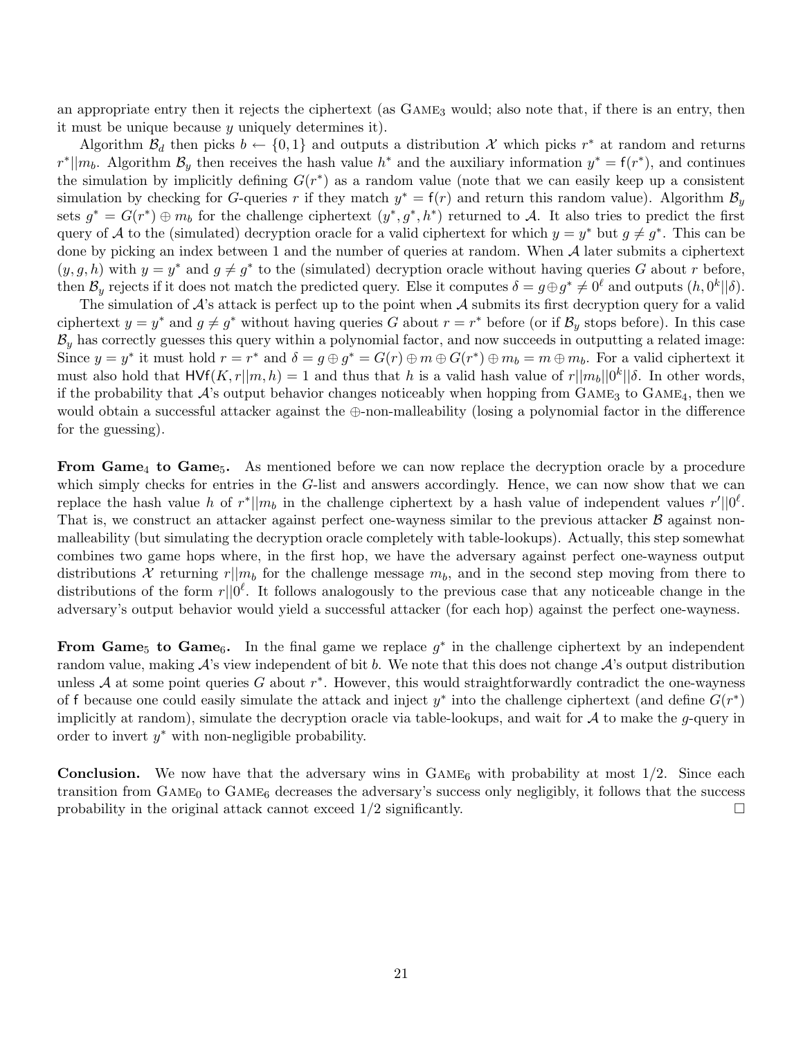an appropriate entry then it rejects the ciphertext (as $\text{GAME}_3$ would; also note that, if there is an entry, then it must be unique because $y$ uniquely determines it).

Algorithm $\mathcal{B}_d$ then picks $b \leftarrow \{0,1\}$ and outputs a distribution $\mathcal{X}$ which picks $r^*$ at random and returns $r^*||m_b$. Algorithm $\mathcal{B}_y$ then receives the hash value $h^*$ and the auxiliary information $y^* = \mathsf{f}(r^*)$, and continues the simulation by implicitly defining $G(r^*)$ as a random value (note that we can easily keep up a consistent simulation by checking for $G$-queries $r$ if they match $y^* = \mathsf{f}(r)$ and return this random value). Algorithm $\mathcal{B}_y$ sets $g^* = G(r^*) \oplus m_b$ for the challenge ciphertext $(y^*, g^*, h^*)$ returned to $\mathcal{A}$. It also tries to predict the first query of $\mathcal{A}$ to the (simulated) decryption oracle for a valid ciphertext for which $y = y^*$ but $g \neq g^*$. This can be done by picking an index between 1 and the number of queries at random. When $\mathcal{A}$ later submits a ciphertext $(y, g, h)$ with $y = y^*$ and $g \neq g^*$ to the (simulated) decryption oracle without having queries $G$ about $r$ before, then $\mathcal{B}_y$ rejects if it does not match the predicted query. Else it computes $\delta = g \oplus g^* \neq 0^\ell$ and outputs $(h, 0^k||\delta)$.

The simulation of $\mathcal{A}$'s attack is perfect up to the point when $\mathcal{A}$ submits its first decryption query for a valid ciphertext $y = y^*$ and $g \neq g^*$ without having queries $G$ about $r = r^*$ before (or if $\mathcal{B}_y$ stops before). In this case $\mathcal{B}_y$ has correctly guesses this query within a polynomial factor, and now succeeds in outputting a related image: Since $y = y^*$ it must hold $r = r^*$ and $\delta = g \oplus g^* = G(r) \oplus m \oplus G(r^*) \oplus m_b = m \oplus m_b$. For a valid ciphertext it must also hold that $\mathsf{HVf}(K, r||m, h) = 1$ and thus that $h$ is a valid hash value of $r||m_b||0^k||\delta$. In other words, if the probability that $\mathcal{A}$'s output behavior changes noticeably when hopping from $\text{GAME}_3$ to $\text{GAME}_4$, then we would obtain a successful attacker against the $\oplus$-non-malleability (losing a polynomial factor in the difference for the guessing).

**From Game$_4$ to Game$_5$.** As mentioned before we can now replace the decryption oracle by a procedure which simply checks for entries in the $G$-list and answers accordingly. Hence, we can now show that we can replace the hash value $h$ of $r^*||m_b$ in the challenge ciphertext by a hash value of independent values $r'||0^\ell$. That is, we construct an attacker against perfect one-wayness similar to the previous attacker $\mathcal{B}$ against non-malleability (but simulating the decryption oracle completely with table-lookups). Actually, this step somewhat combines two game hops where, in the first hop, we have the adversary against perfect one-wayness output distributions $\mathcal{X}$ returning $r||m_b$ for the challenge message $m_b$, and in the second step moving from there to distributions of the form $r||0^\ell$. It follows analogously to the previous case that any noticeable change in the adversary's output behavior would yield a successful attacker (for each hop) against the perfect one-wayness.

**From Game$_5$ to Game$_6$.** In the final game we replace $g^*$ in the challenge ciphertext by an independent random value, making $\mathcal{A}$'s view independent of bit $b$. We note that this does not change $\mathcal{A}$'s output distribution unless $\mathcal{A}$ at some point queries $G$ about $r^*$. However, this would straightforwardly contradict the one-wayness of $\mathsf{f}$ because one could easily simulate the attack and inject $y^*$ into the challenge ciphertext (and define $G(r^*)$ implicitly at random), simulate the decryption oracle via table-lookups, and wait for $\mathcal{A}$ to make the $g$-query in order to invert $y^*$ with non-negligible probability.

**Conclusion.** We now have that the adversary wins in $\text{GAME}_6$ with probability at most $1/2$. Since each transition from $\text{GAME}_0$ to $\text{GAME}_6$ decreases the adversary's success only negligibly, it follows that the success probability in the original attack cannot exceed $1/2$ significantly. $\square$